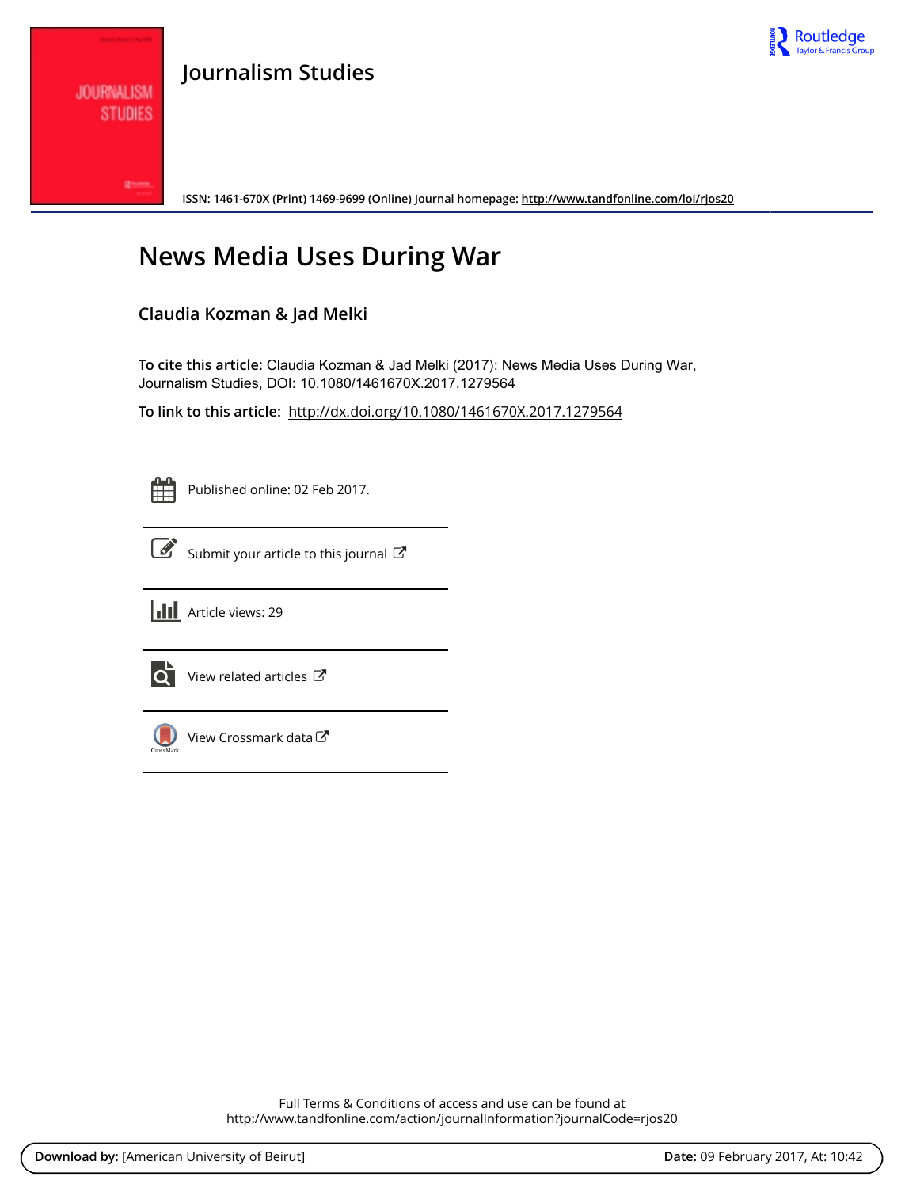# Journalism Studies

ISSN: 1461-670X (Print) 1469-9699 (Online) Journal homepage: http://www.tandfonline.com/loi/rjos20

# News Media Uses During War

## Claudia Kozman & Jad Melki

**To cite this article:** Claudia Kozman & Jad Melki (2017): News Media Uses During War, Journalism Studies, DOI: 10.1080/1461670X.2017.1279564

**To link to this article:** http://dx.doi.org/10.1080/1461670X.2017.1279564

Published online: 02 Feb 2017.

Submit your article to this journal

Article views: 29

View related articles

View Crossmark data

Full Terms & Conditions of access and use can be found at
http://www.tandfonline.com/action/journalInformation?journalCode=rjos20

**Download by:** [American University of Beirut] **Date:** 09 February 2017, At: 10:42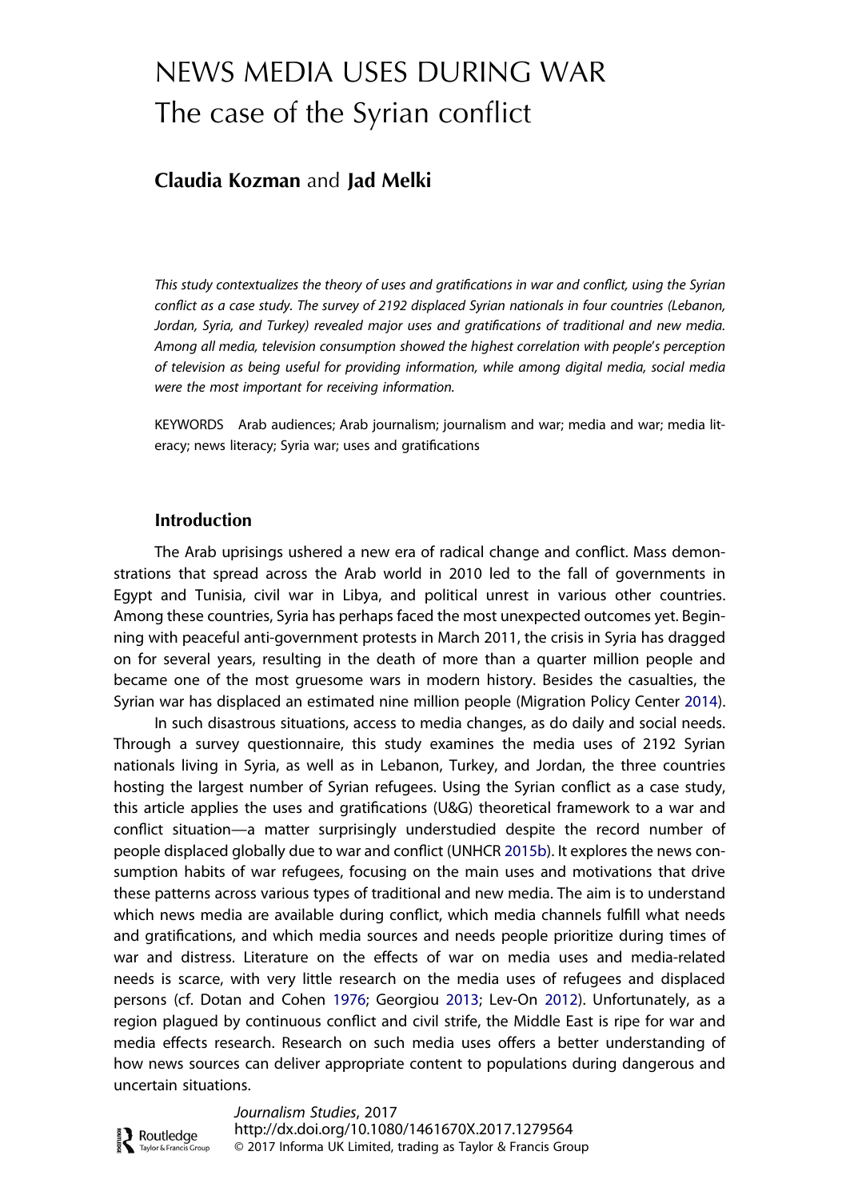# NEWS MEDIA USES DURING WAR
## The case of the Syrian conflict

**Claudia Kozman** and **Jad Melki**

*This study contextualizes the theory of uses and gratifications in war and conflict, using the Syrian conflict as a case study. The survey of 2192 displaced Syrian nationals in four countries (Lebanon, Jordan, Syria, and Turkey) revealed major uses and gratifications of traditional and new media. Among all media, television consumption showed the highest correlation with people's perception of television as being useful for providing information, while among digital media, social media were the most important for receiving information.*

KEYWORDS Arab audiences; Arab journalism; journalism and war; media and war; media literacy; news literacy; Syria war; uses and gratifications

### Introduction

The Arab uprisings ushered a new era of radical change and conflict. Mass demonstrations that spread across the Arab world in 2010 led to the fall of governments in Egypt and Tunisia, civil war in Libya, and political unrest in various other countries. Among these countries, Syria has perhaps faced the most unexpected outcomes yet. Beginning with peaceful anti-government protests in March 2011, the crisis in Syria has dragged on for several years, resulting in the death of more than a quarter million people and became one of the most gruesome wars in modern history. Besides the casualties, the Syrian war has displaced an estimated nine million people (Migration Policy Center 2014).

In such disastrous situations, access to media changes, as do daily and social needs. Through a survey questionnaire, this study examines the media uses of 2192 Syrian nationals living in Syria, as well as in Lebanon, Turkey, and Jordan, the three countries hosting the largest number of Syrian refugees. Using the Syrian conflict as a case study, this article applies the uses and gratifications (U&G) theoretical framework to a war and conflict situation—a matter surprisingly understudied despite the record number of people displaced globally due to war and conflict (UNHCR 2015b). It explores the news consumption habits of war refugees, focusing on the main uses and motivations that drive these patterns across various types of traditional and new media. The aim is to understand which news media are available during conflict, which media channels fulfill what needs and gratifications, and which media sources and needs people prioritize during times of war and distress. Literature on the effects of war on media uses and media-related needs is scarce, with very little research on the media uses of refugees and displaced persons (cf. Dotan and Cohen 1976; Georgiou 2013; Lev-On 2012). Unfortunately, as a region plagued by continuous conflict and civil strife, the Middle East is ripe for war and media effects research. Research on such media uses offers a better understanding of how news sources can deliver appropriate content to populations during dangerous and uncertain situations.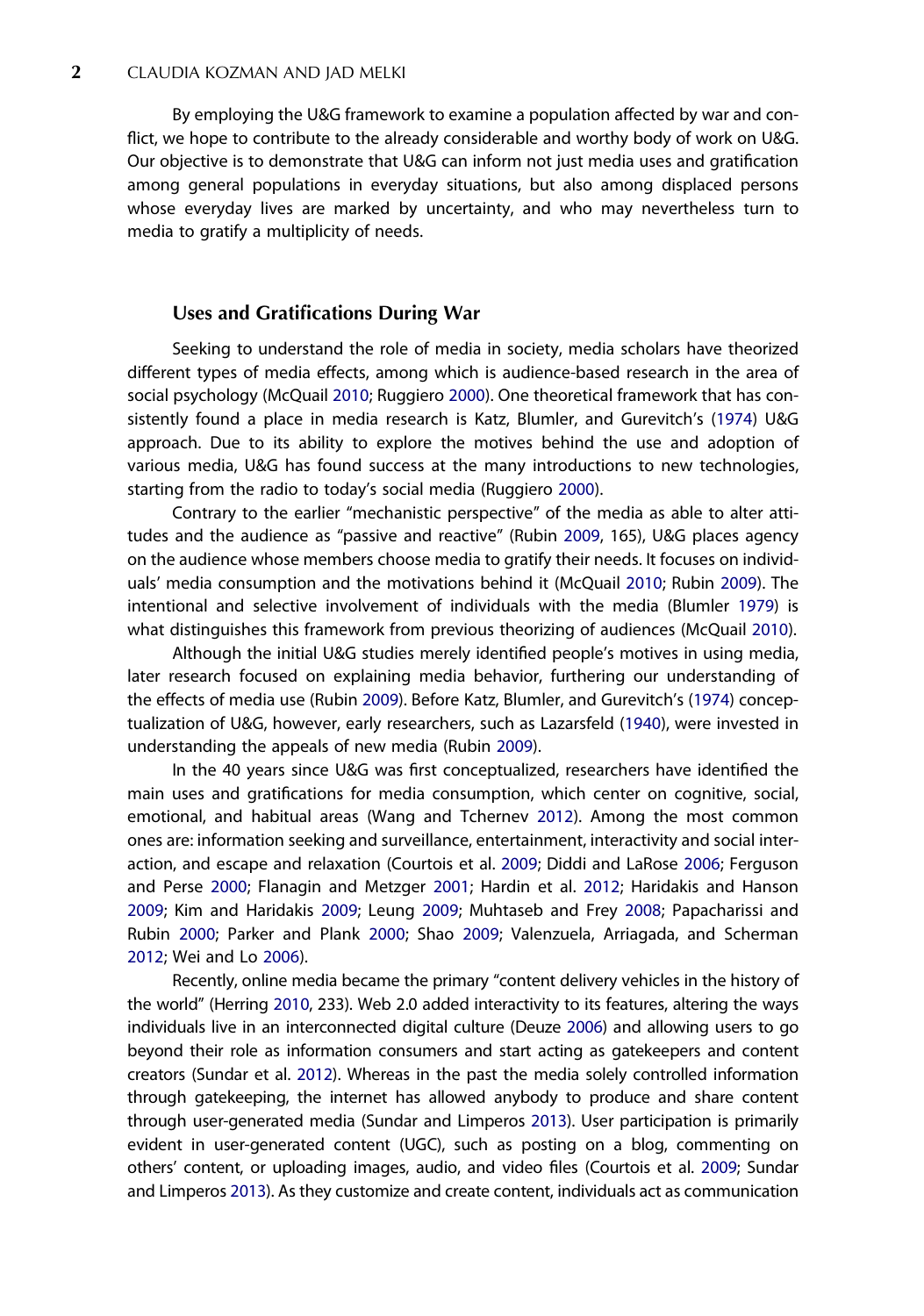By employing the U&G framework to examine a population affected by war and conflict, we hope to contribute to the already considerable and worthy body of work on U&G. Our objective is to demonstrate that U&G can inform not just media uses and gratification among general populations in everyday situations, but also among displaced persons whose everyday lives are marked by uncertainty, and who may nevertheless turn to media to gratify a multiplicity of needs.

## Uses and Gratifications During War

Seeking to understand the role of media in society, media scholars have theorized different types of media effects, among which is audience-based research in the area of social psychology (McQuail 2010; Ruggiero 2000). One theoretical framework that has consistently found a place in media research is Katz, Blumler, and Gurevitch's (1974) U&G approach. Due to its ability to explore the motives behind the use and adoption of various media, U&G has found success at the many introductions to new technologies, starting from the radio to today's social media (Ruggiero 2000).

Contrary to the earlier "mechanistic perspective" of the media as able to alter attitudes and the audience as "passive and reactive" (Rubin 2009, 165), U&G places agency on the audience whose members choose media to gratify their needs. It focuses on individuals' media consumption and the motivations behind it (McQuail 2010; Rubin 2009). The intentional and selective involvement of individuals with the media (Blumler 1979) is what distinguishes this framework from previous theorizing of audiences (McQuail 2010).

Although the initial U&G studies merely identified people's motives in using media, later research focused on explaining media behavior, furthering our understanding of the effects of media use (Rubin 2009). Before Katz, Blumler, and Gurevitch's (1974) conceptualization of U&G, however, early researchers, such as Lazarsfeld (1940), were invested in understanding the appeals of new media (Rubin 2009).

In the 40 years since U&G was first conceptualized, researchers have identified the main uses and gratifications for media consumption, which center on cognitive, social, emotional, and habitual areas (Wang and Tchernev 2012). Among the most common ones are: information seeking and surveillance, entertainment, interactivity and social interaction, and escape and relaxation (Courtois et al. 2009; Diddi and LaRose 2006; Ferguson and Perse 2000; Flanagin and Metzger 2001; Hardin et al. 2012; Haridakis and Hanson 2009; Kim and Haridakis 2009; Leung 2009; Muhtaseb and Frey 2008; Papacharissi and Rubin 2000; Parker and Plank 2000; Shao 2009; Valenzuela, Arriagada, and Scherman 2012; Wei and Lo 2006).

Recently, online media became the primary "content delivery vehicles in the history of the world" (Herring 2010, 233). Web 2.0 added interactivity to its features, altering the ways individuals live in an interconnected digital culture (Deuze 2006) and allowing users to go beyond their role as information consumers and start acting as gatekeepers and content creators (Sundar et al. 2012). Whereas in the past the media solely controlled information through gatekeeping, the internet has allowed anybody to produce and share content through user-generated media (Sundar and Limperos 2013). User participation is primarily evident in user-generated content (UGC), such as posting on a blog, commenting on others' content, or uploading images, audio, and video files (Courtois et al. 2009; Sundar and Limperos 2013). As they customize and create content, individuals act as communication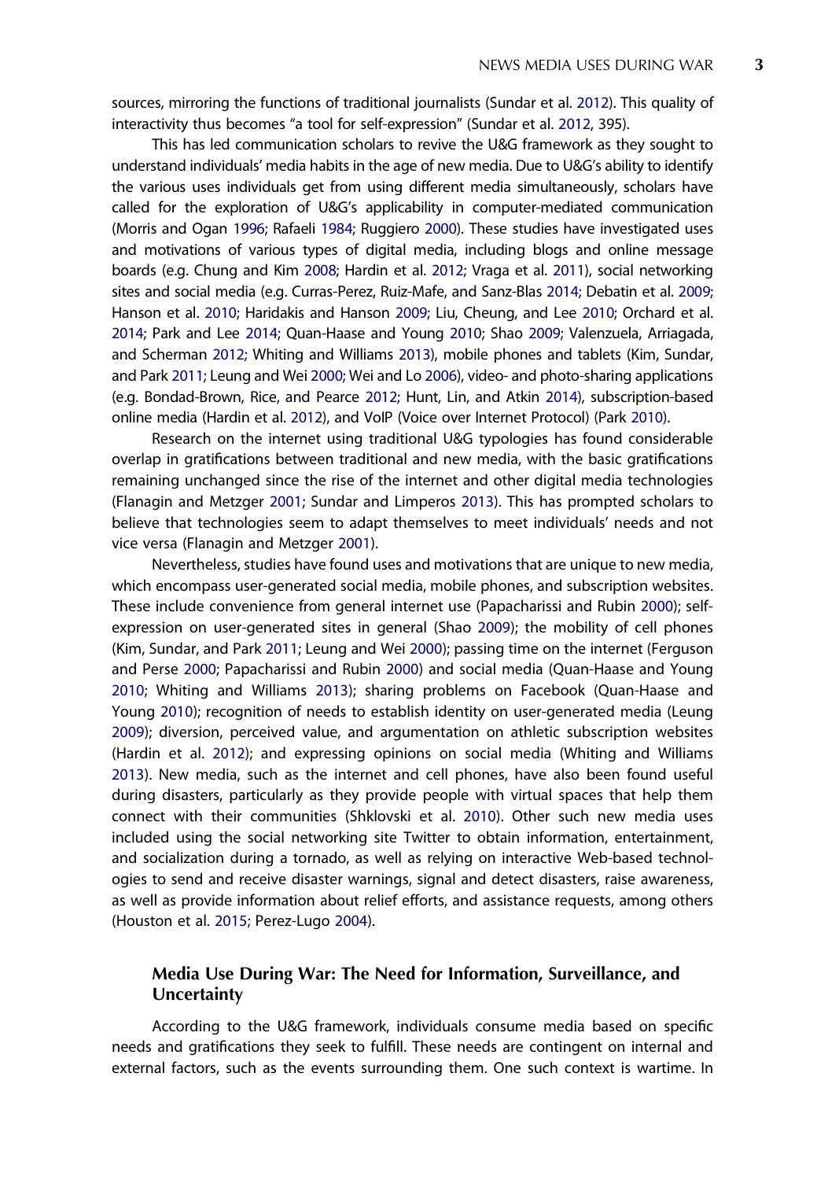sources, mirroring the functions of traditional journalists (Sundar et al. 2012). This quality of interactivity thus becomes "a tool for self-expression" (Sundar et al. 2012, 395).

This has led communication scholars to revive the U&G framework as they sought to understand individuals' media habits in the age of new media. Due to U&G's ability to identify the various uses individuals get from using different media simultaneously, scholars have called for the exploration of U&G's applicability in computer-mediated communication (Morris and Ogan 1996; Rafaeli 1984; Ruggiero 2000). These studies have investigated uses and motivations of various types of digital media, including blogs and online message boards (e.g. Chung and Kim 2008; Hardin et al. 2012; Vraga et al. 2011), social networking sites and social media (e.g. Curras-Perez, Ruiz-Mafe, and Sanz-Blas 2014; Debatin et al. 2009; Hanson et al. 2010; Haridakis and Hanson 2009; Liu, Cheung, and Lee 2010; Orchard et al. 2014; Park and Lee 2014; Quan-Haase and Young 2010; Shao 2009; Valenzuela, Arriagada, and Scherman 2012; Whiting and Williams 2013), mobile phones and tablets (Kim, Sundar, and Park 2011; Leung and Wei 2000; Wei and Lo 2006), video- and photo-sharing applications (e.g. Bondad-Brown, Rice, and Pearce 2012; Hunt, Lin, and Atkin 2014), subscription-based online media (Hardin et al. 2012), and VoIP (Voice over Internet Protocol) (Park 2010).

Research on the internet using traditional U&G typologies has found considerable overlap in gratifications between traditional and new media, with the basic gratifications remaining unchanged since the rise of the internet and other digital media technologies (Flanagin and Metzger 2001; Sundar and Limperos 2013). This has prompted scholars to believe that technologies seem to adapt themselves to meet individuals' needs and not vice versa (Flanagin and Metzger 2001).

Nevertheless, studies have found uses and motivations that are unique to new media, which encompass user-generated social media, mobile phones, and subscription websites. These include convenience from general internet use (Papacharissi and Rubin 2000); self-expression on user-generated sites in general (Shao 2009); the mobility of cell phones (Kim, Sundar, and Park 2011; Leung and Wei 2000); passing time on the internet (Ferguson and Perse 2000; Papacharissi and Rubin 2000) and social media (Quan-Haase and Young 2010; Whiting and Williams 2013); sharing problems on Facebook (Quan-Haase and Young 2010); recognition of needs to establish identity on user-generated media (Leung 2009); diversion, perceived value, and argumentation on athletic subscription websites (Hardin et al. 2012); and expressing opinions on social media (Whiting and Williams 2013). New media, such as the internet and cell phones, have also been found useful during disasters, particularly as they provide people with virtual spaces that help them connect with their communities (Shklovski et al. 2010). Other such new media uses included using the social networking site Twitter to obtain information, entertainment, and socialization during a tornado, as well as relying on interactive Web-based technologies to send and receive disaster warnings, signal and detect disasters, raise awareness, as well as provide information about relief efforts, and assistance requests, among others (Houston et al. 2015; Perez-Lugo 2004).

## Media Use During War: The Need for Information, Surveillance, and Uncertainty

According to the U&G framework, individuals consume media based on specific needs and gratifications they seek to fulfill. These needs are contingent on internal and external factors, such as the events surrounding them. One such context is wartime. In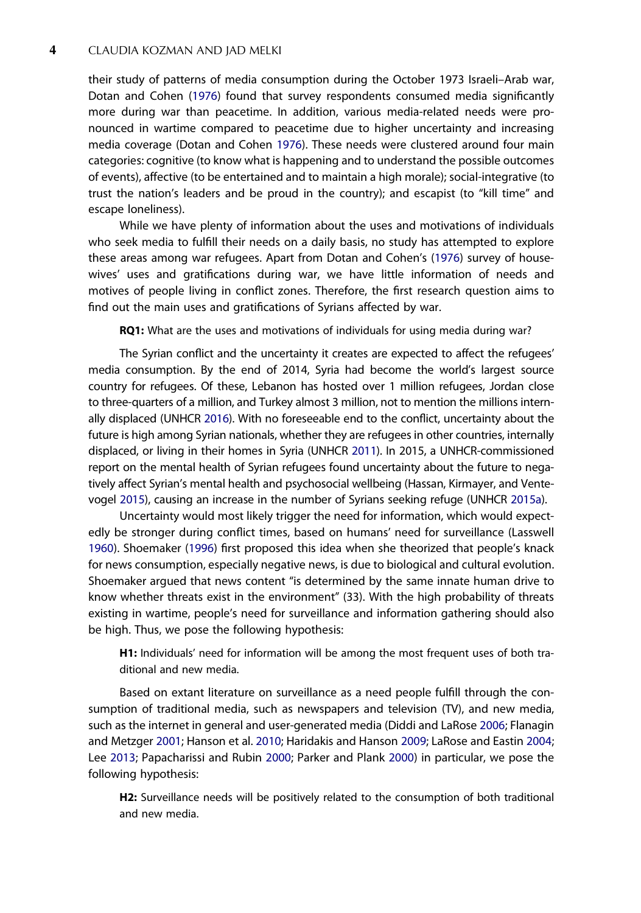their study of patterns of media consumption during the October 1973 Israeli–Arab war, Dotan and Cohen (1976) found that survey respondents consumed media significantly more during war than peacetime. In addition, various media-related needs were pronounced in wartime compared to peacetime due to higher uncertainty and increasing media coverage (Dotan and Cohen 1976). These needs were clustered around four main categories: cognitive (to know what is happening and to understand the possible outcomes of events), affective (to be entertained and to maintain a high morale); social-integrative (to trust the nation's leaders and be proud in the country); and escapist (to "kill time" and escape loneliness).

While we have plenty of information about the uses and motivations of individuals who seek media to fulfill their needs on a daily basis, no study has attempted to explore these areas among war refugees. Apart from Dotan and Cohen's (1976) survey of housewives' uses and gratifications during war, we have little information of needs and motives of people living in conflict zones. Therefore, the first research question aims to find out the main uses and gratifications of Syrians affected by war.

> **RQ1:** What are the uses and motivations of individuals for using media during war?

The Syrian conflict and the uncertainty it creates are expected to affect the refugees' media consumption. By the end of 2014, Syria had become the world's largest source country for refugees. Of these, Lebanon has hosted over 1 million refugees, Jordan close to three-quarters of a million, and Turkey almost 3 million, not to mention the millions internally displaced (UNHCR 2016). With no foreseeable end to the conflict, uncertainty about the future is high among Syrian nationals, whether they are refugees in other countries, internally displaced, or living in their homes in Syria (UNHCR 2011). In 2015, a UNHCR-commissioned report on the mental health of Syrian refugees found uncertainty about the future to negatively affect Syrian's mental health and psychosocial wellbeing (Hassan, Kirmayer, and Ventevogel 2015), causing an increase in the number of Syrians seeking refuge (UNHCR 2015a).

Uncertainty would most likely trigger the need for information, which would expectedly be stronger during conflict times, based on humans' need for surveillance (Lasswell 1960). Shoemaker (1996) first proposed this idea when she theorized that people's knack for news consumption, especially negative news, is due to biological and cultural evolution. Shoemaker argued that news content "is determined by the same innate human drive to know whether threats exist in the environment" (33). With the high probability of threats existing in wartime, people's need for surveillance and information gathering should also be high. Thus, we pose the following hypothesis:

> **H1:** Individuals' need for information will be among the most frequent uses of both traditional and new media.

Based on extant literature on surveillance as a need people fulfill through the consumption of traditional media, such as newspapers and television (TV), and new media, such as the internet in general and user-generated media (Diddi and LaRose 2006; Flanagin and Metzger 2001; Hanson et al. 2010; Haridakis and Hanson 2009; LaRose and Eastin 2004; Lee 2013; Papacharissi and Rubin 2000; Parker and Plank 2000) in particular, we pose the following hypothesis:

> **H2:** Surveillance needs will be positively related to the consumption of both traditional and new media.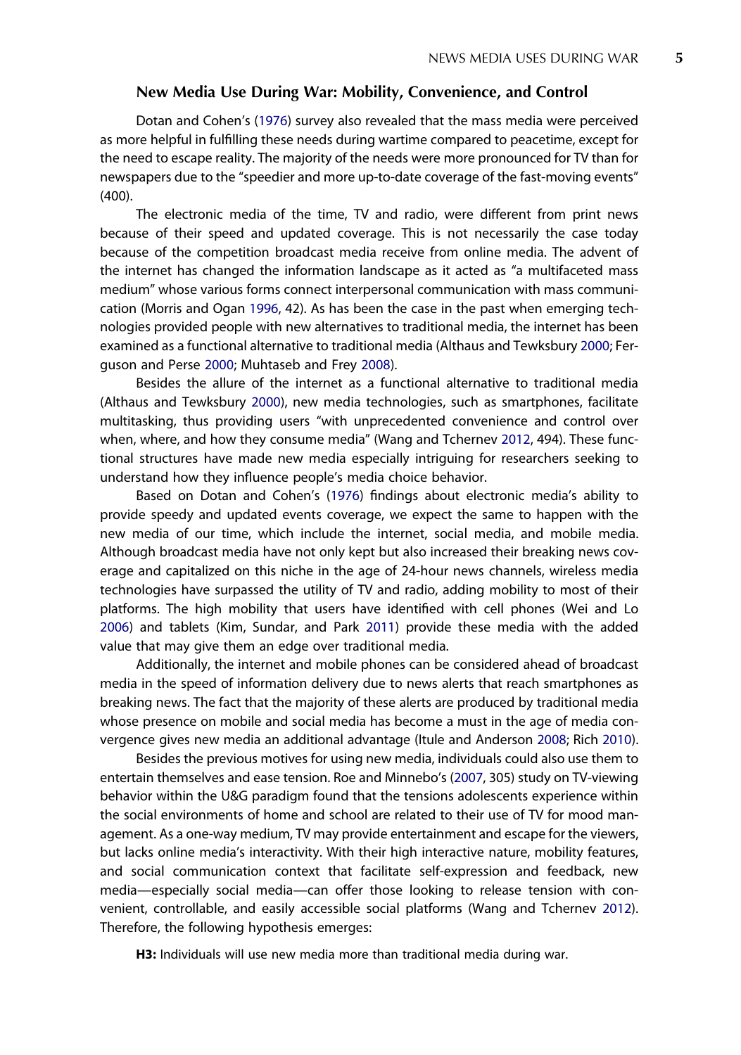## New Media Use During War: Mobility, Convenience, and Control

Dotan and Cohen's (1976) survey also revealed that the mass media were perceived as more helpful in fulfilling these needs during wartime compared to peacetime, except for the need to escape reality. The majority of the needs were more pronounced for TV than for newspapers due to the "speedier and more up-to-date coverage of the fast-moving events" (400).

The electronic media of the time, TV and radio, were different from print news because of their speed and updated coverage. This is not necessarily the case today because of the competition broadcast media receive from online media. The advent of the internet has changed the information landscape as it acted as "a multifaceted mass medium" whose various forms connect interpersonal communication with mass communication (Morris and Ogan 1996, 42). As has been the case in the past when emerging technologies provided people with new alternatives to traditional media, the internet has been examined as a functional alternative to traditional media (Althaus and Tewksbury 2000; Ferguson and Perse 2000; Muhtaseb and Frey 2008).

Besides the allure of the internet as a functional alternative to traditional media (Althaus and Tewksbury 2000), new media technologies, such as smartphones, facilitate multitasking, thus providing users "with unprecedented convenience and control over when, where, and how they consume media" (Wang and Tchernev 2012, 494). These functional structures have made new media especially intriguing for researchers seeking to understand how they influence people's media choice behavior.

Based on Dotan and Cohen's (1976) findings about electronic media's ability to provide speedy and updated events coverage, we expect the same to happen with the new media of our time, which include the internet, social media, and mobile media. Although broadcast media have not only kept but also increased their breaking news coverage and capitalized on this niche in the age of 24-hour news channels, wireless media technologies have surpassed the utility of TV and radio, adding mobility to most of their platforms. The high mobility that users have identified with cell phones (Wei and Lo 2006) and tablets (Kim, Sundar, and Park 2011) provide these media with the added value that may give them an edge over traditional media.

Additionally, the internet and mobile phones can be considered ahead of broadcast media in the speed of information delivery due to news alerts that reach smartphones as breaking news. The fact that the majority of these alerts are produced by traditional media whose presence on mobile and social media has become a must in the age of media convergence gives new media an additional advantage (Itule and Anderson 2008; Rich 2010).

Besides the previous motives for using new media, individuals could also use them to entertain themselves and ease tension. Roe and Minnebo's (2007, 305) study on TV-viewing behavior within the U&G paradigm found that the tensions adolescents experience within the social environments of home and school are related to their use of TV for mood management. As a one-way medium, TV may provide entertainment and escape for the viewers, but lacks online media's interactivity. With their high interactive nature, mobility features, and social communication context that facilitate self-expression and feedback, new media—especially social media—can offer those looking to release tension with convenient, controllable, and easily accessible social platforms (Wang and Tchernev 2012). Therefore, the following hypothesis emerges:

**H3:** Individuals will use new media more than traditional media during war.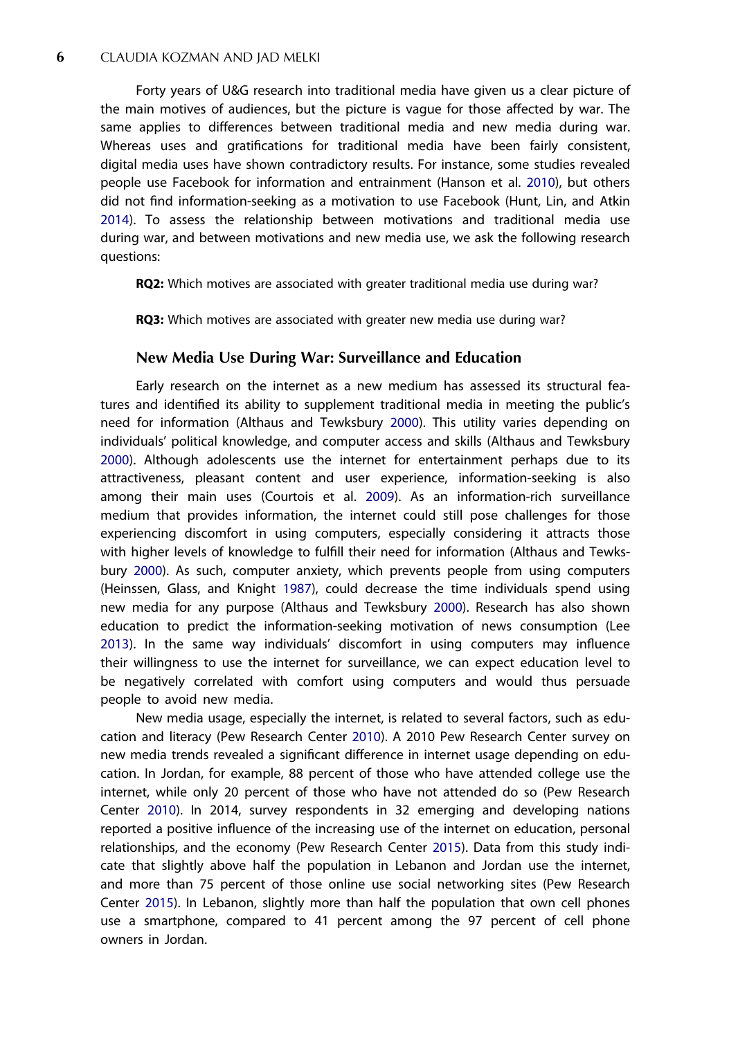Forty years of U&G research into traditional media have given us a clear picture of the main motives of audiences, but the picture is vague for those affected by war. The same applies to differences between traditional media and new media during war. Whereas uses and gratifications for traditional media have been fairly consistent, digital media uses have shown contradictory results. For instance, some studies revealed people use Facebook for information and entrainment (Hanson et al. 2010), but others did not find information-seeking as a motivation to use Facebook (Hunt, Lin, and Atkin 2014). To assess the relationship between motivations and traditional media use during war, and between motivations and new media use, we ask the following research questions:

**RQ2:** Which motives are associated with greater traditional media use during war?

**RQ3:** Which motives are associated with greater new media use during war?

## New Media Use During War: Surveillance and Education

Early research on the internet as a new medium has assessed its structural features and identified its ability to supplement traditional media in meeting the public's need for information (Althaus and Tewksbury 2000). This utility varies depending on individuals' political knowledge, and computer access and skills (Althaus and Tewksbury 2000). Although adolescents use the internet for entertainment perhaps due to its attractiveness, pleasant content and user experience, information-seeking is also among their main uses (Courtois et al. 2009). As an information-rich surveillance medium that provides information, the internet could still pose challenges for those experiencing discomfort in using computers, especially considering it attracts those with higher levels of knowledge to fulfill their need for information (Althaus and Tewksbury 2000). As such, computer anxiety, which prevents people from using computers (Heinssen, Glass, and Knight 1987), could decrease the time individuals spend using new media for any purpose (Althaus and Tewksbury 2000). Research has also shown education to predict the information-seeking motivation of news consumption (Lee 2013). In the same way individuals' discomfort in using computers may influence their willingness to use the internet for surveillance, we can expect education level to be negatively correlated with comfort using computers and would thus persuade people to avoid new media.

New media usage, especially the internet, is related to several factors, such as education and literacy (Pew Research Center 2010). A 2010 Pew Research Center survey on new media trends revealed a significant difference in internet usage depending on education. In Jordan, for example, 88 percent of those who have attended college use the internet, while only 20 percent of those who have not attended do so (Pew Research Center 2010). In 2014, survey respondents in 32 emerging and developing nations reported a positive influence of the increasing use of the internet on education, personal relationships, and the economy (Pew Research Center 2015). Data from this study indicate that slightly above half the population in Lebanon and Jordan use the internet, and more than 75 percent of those online use social networking sites (Pew Research Center 2015). In Lebanon, slightly more than half the population that own cell phones use a smartphone, compared to 41 percent among the 97 percent of cell phone owners in Jordan.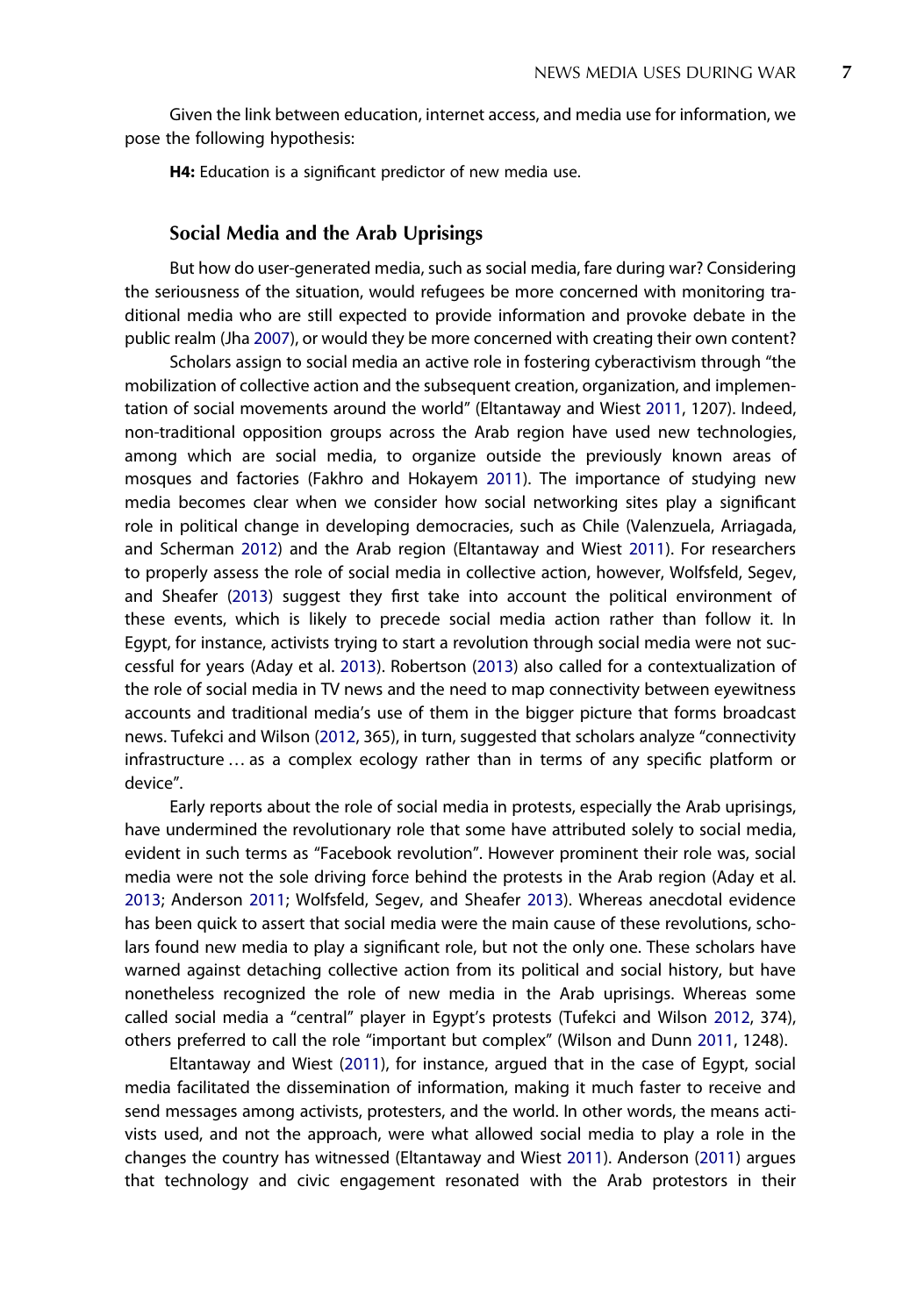Given the link between education, internet access, and media use for information, we pose the following hypothesis:

**H4:** Education is a significant predictor of new media use.

## Social Media and the Arab Uprisings

But how do user-generated media, such as social media, fare during war? Considering the seriousness of the situation, would refugees be more concerned with monitoring traditional media who are still expected to provide information and provoke debate in the public realm (Jha 2007), or would they be more concerned with creating their own content?

Scholars assign to social media an active role in fostering cyberactivism through "the mobilization of collective action and the subsequent creation, organization, and implementation of social movements around the world" (Eltantaway and Wiest 2011, 1207). Indeed, non-traditional opposition groups across the Arab region have used new technologies, among which are social media, to organize outside the previously known areas of mosques and factories (Fakhro and Hokayem 2011). The importance of studying new media becomes clear when we consider how social networking sites play a significant role in political change in developing democracies, such as Chile (Valenzuela, Arriagada, and Scherman 2012) and the Arab region (Eltantaway and Wiest 2011). For researchers to properly assess the role of social media in collective action, however, Wolfsfeld, Segev, and Sheafer (2013) suggest they first take into account the political environment of these events, which is likely to precede social media action rather than follow it. In Egypt, for instance, activists trying to start a revolution through social media were not successful for years (Aday et al. 2013). Robertson (2013) also called for a contextualization of the role of social media in TV news and the need to map connectivity between eyewitness accounts and traditional media's use of them in the bigger picture that forms broadcast news. Tufekci and Wilson (2012, 365), in turn, suggested that scholars analyze "connectivity infrastructure … as a complex ecology rather than in terms of any specific platform or device".

Early reports about the role of social media in protests, especially the Arab uprisings, have undermined the revolutionary role that some have attributed solely to social media, evident in such terms as "Facebook revolution". However prominent their role was, social media were not the sole driving force behind the protests in the Arab region (Aday et al. 2013; Anderson 2011; Wolfsfeld, Segev, and Sheafer 2013). Whereas anecdotal evidence has been quick to assert that social media were the main cause of these revolutions, scholars found new media to play a significant role, but not the only one. These scholars have warned against detaching collective action from its political and social history, but have nonetheless recognized the role of new media in the Arab uprisings. Whereas some called social media a "central" player in Egypt's protests (Tufekci and Wilson 2012, 374), others preferred to call the role "important but complex" (Wilson and Dunn 2011, 1248).

Eltantaway and Wiest (2011), for instance, argued that in the case of Egypt, social media facilitated the dissemination of information, making it much faster to receive and send messages among activists, protesters, and the world. In other words, the means activists used, and not the approach, were what allowed social media to play a role in the changes the country has witnessed (Eltantaway and Wiest 2011). Anderson (2011) argues that technology and civic engagement resonated with the Arab protestors in their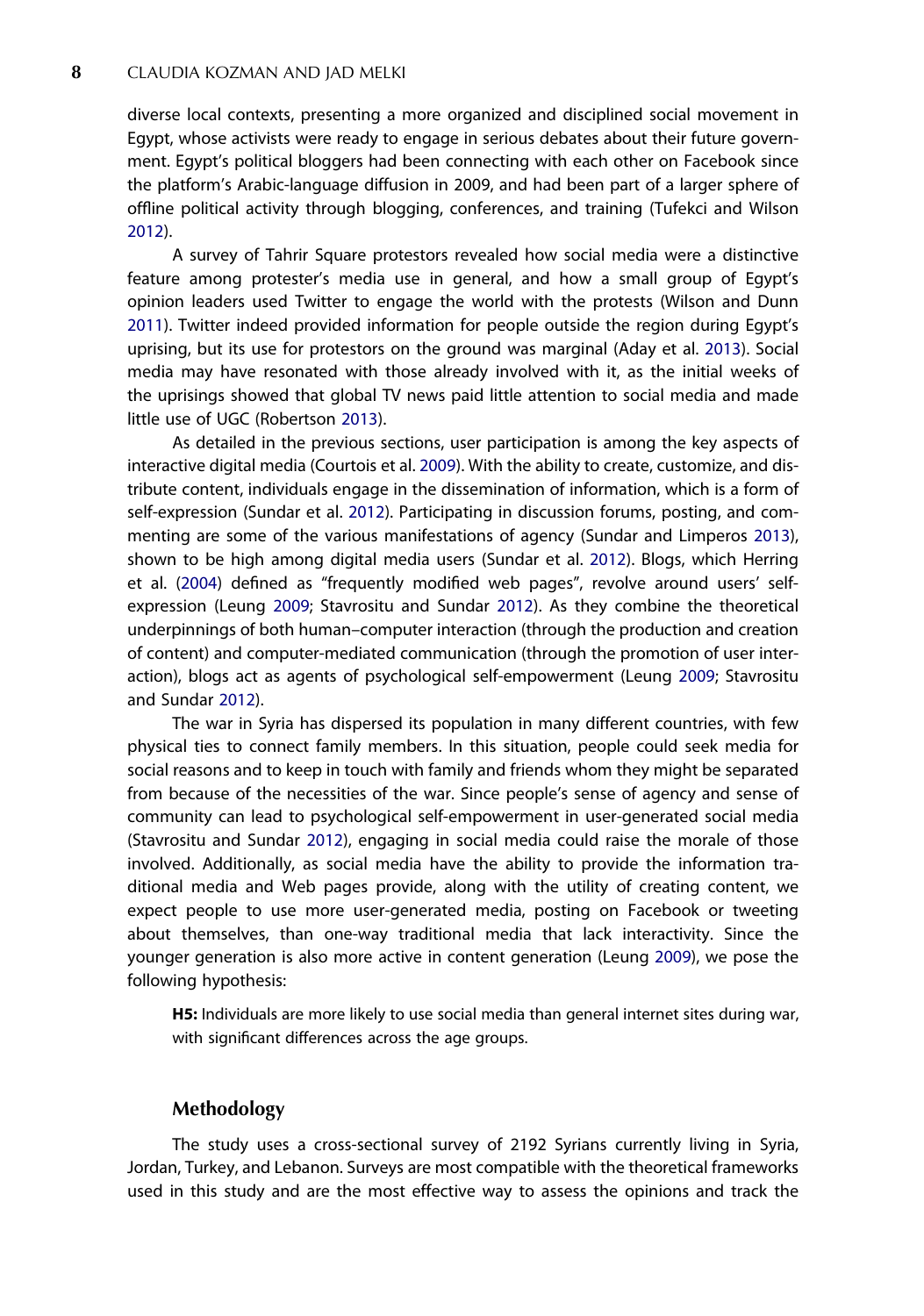diverse local contexts, presenting a more organized and disciplined social movement in Egypt, whose activists were ready to engage in serious debates about their future government. Egypt's political bloggers had been connecting with each other on Facebook since the platform's Arabic-language diffusion in 2009, and had been part of a larger sphere of offline political activity through blogging, conferences, and training (Tufekci and Wilson 2012).

A survey of Tahrir Square protestors revealed how social media were a distinctive feature among protester's media use in general, and how a small group of Egypt's opinion leaders used Twitter to engage the world with the protests (Wilson and Dunn 2011). Twitter indeed provided information for people outside the region during Egypt's uprising, but its use for protestors on the ground was marginal (Aday et al. 2013). Social media may have resonated with those already involved with it, as the initial weeks of the uprisings showed that global TV news paid little attention to social media and made little use of UGC (Robertson 2013).

As detailed in the previous sections, user participation is among the key aspects of interactive digital media (Courtois et al. 2009). With the ability to create, customize, and distribute content, individuals engage in the dissemination of information, which is a form of self-expression (Sundar et al. 2012). Participating in discussion forums, posting, and commenting are some of the various manifestations of agency (Sundar and Limperos 2013), shown to be high among digital media users (Sundar et al. 2012). Blogs, which Herring et al. (2004) defined as "frequently modified web pages", revolve around users' self-expression (Leung 2009; Stavrositu and Sundar 2012). As they combine the theoretical underpinnings of both human–computer interaction (through the production and creation of content) and computer-mediated communication (through the promotion of user interaction), blogs act as agents of psychological self-empowerment (Leung 2009; Stavrositu and Sundar 2012).

The war in Syria has dispersed its population in many different countries, with few physical ties to connect family members. In this situation, people could seek media for social reasons and to keep in touch with family and friends whom they might be separated from because of the necessities of the war. Since people's sense of agency and sense of community can lead to psychological self-empowerment in user-generated social media (Stavrositu and Sundar 2012), engaging in social media could raise the morale of those involved. Additionally, as social media have the ability to provide the information traditional media and Web pages provide, along with the utility of creating content, we expect people to use more user-generated media, posting on Facebook or tweeting about themselves, than one-way traditional media that lack interactivity. Since the younger generation is also more active in content generation (Leung 2009), we pose the following hypothesis:

> **H5:** Individuals are more likely to use social media than general internet sites during war, with significant differences across the age groups.

## Methodology

The study uses a cross-sectional survey of 2192 Syrians currently living in Syria, Jordan, Turkey, and Lebanon. Surveys are most compatible with the theoretical frameworks used in this study and are the most effective way to assess the opinions and track the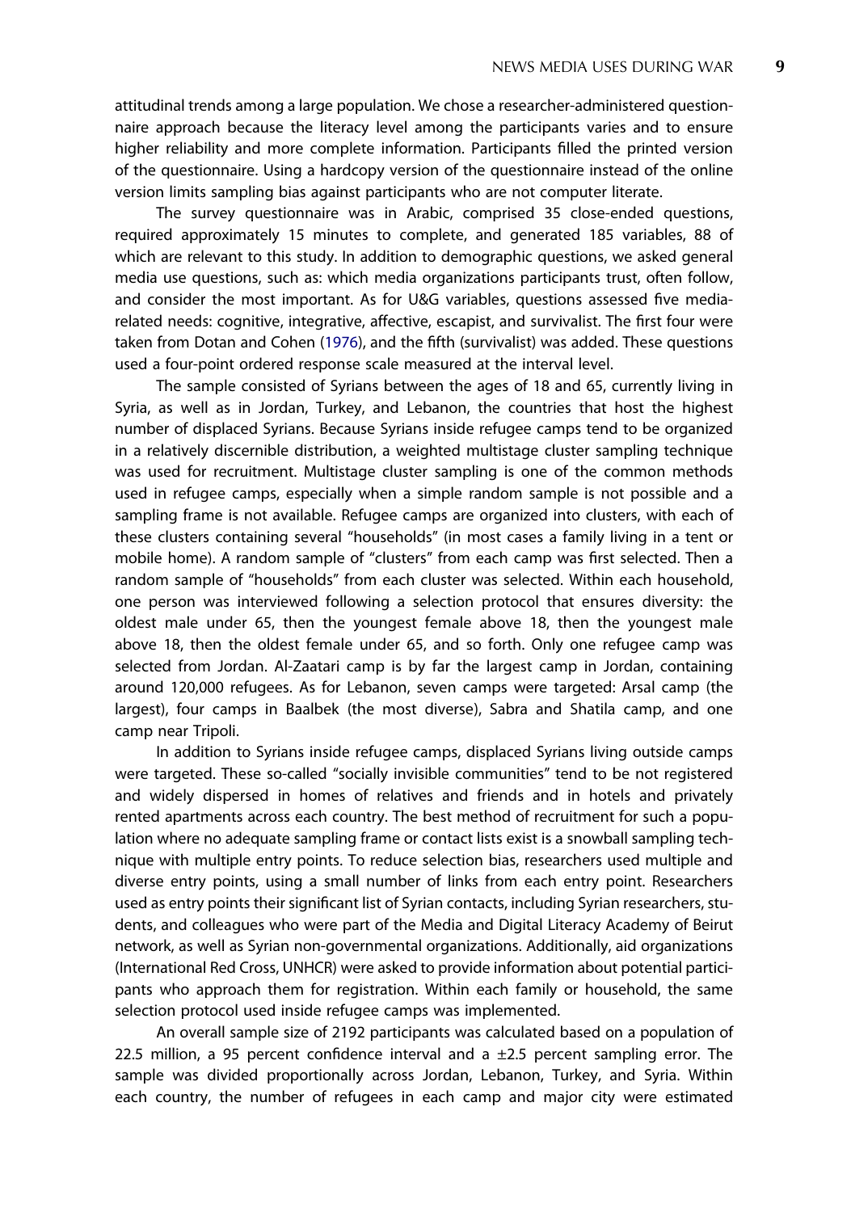attitudinal trends among a large population. We chose a researcher-administered questionnaire approach because the literacy level among the participants varies and to ensure higher reliability and more complete information. Participants filled the printed version of the questionnaire. Using a hardcopy version of the questionnaire instead of the online version limits sampling bias against participants who are not computer literate.

The survey questionnaire was in Arabic, comprised 35 close-ended questions, required approximately 15 minutes to complete, and generated 185 variables, 88 of which are relevant to this study. In addition to demographic questions, we asked general media use questions, such as: which media organizations participants trust, often follow, and consider the most important. As for U&G variables, questions assessed five media-related needs: cognitive, integrative, affective, escapist, and survivalist. The first four were taken from Dotan and Cohen (1976), and the fifth (survivalist) was added. These questions used a four-point ordered response scale measured at the interval level.

The sample consisted of Syrians between the ages of 18 and 65, currently living in Syria, as well as in Jordan, Turkey, and Lebanon, the countries that host the highest number of displaced Syrians. Because Syrians inside refugee camps tend to be organized in a relatively discernible distribution, a weighted multistage cluster sampling technique was used for recruitment. Multistage cluster sampling is one of the common methods used in refugee camps, especially when a simple random sample is not possible and a sampling frame is not available. Refugee camps are organized into clusters, with each of these clusters containing several "households" (in most cases a family living in a tent or mobile home). A random sample of "clusters" from each camp was first selected. Then a random sample of "households" from each cluster was selected. Within each household, one person was interviewed following a selection protocol that ensures diversity: the oldest male under 65, then the youngest female above 18, then the youngest male above 18, then the oldest female under 65, and so forth. Only one refugee camp was selected from Jordan. Al-Zaatari camp is by far the largest camp in Jordan, containing around 120,000 refugees. As for Lebanon, seven camps were targeted: Arsal camp (the largest), four camps in Baalbek (the most diverse), Sabra and Shatila camp, and one camp near Tripoli.

In addition to Syrians inside refugee camps, displaced Syrians living outside camps were targeted. These so-called "socially invisible communities" tend to be not registered and widely dispersed in homes of relatives and friends and in hotels and privately rented apartments across each country. The best method of recruitment for such a population where no adequate sampling frame or contact lists exist is a snowball sampling technique with multiple entry points. To reduce selection bias, researchers used multiple and diverse entry points, using a small number of links from each entry point. Researchers used as entry points their significant list of Syrian contacts, including Syrian researchers, students, and colleagues who were part of the Media and Digital Literacy Academy of Beirut network, as well as Syrian non-governmental organizations. Additionally, aid organizations (International Red Cross, UNHCR) were asked to provide information about potential participants who approach them for registration. Within each family or household, the same selection protocol used inside refugee camps was implemented.

An overall sample size of 2192 participants was calculated based on a population of 22.5 million, a 95 percent confidence interval and a ±2.5 percent sampling error. The sample was divided proportionally across Jordan, Lebanon, Turkey, and Syria. Within each country, the number of refugees in each camp and major city were estimated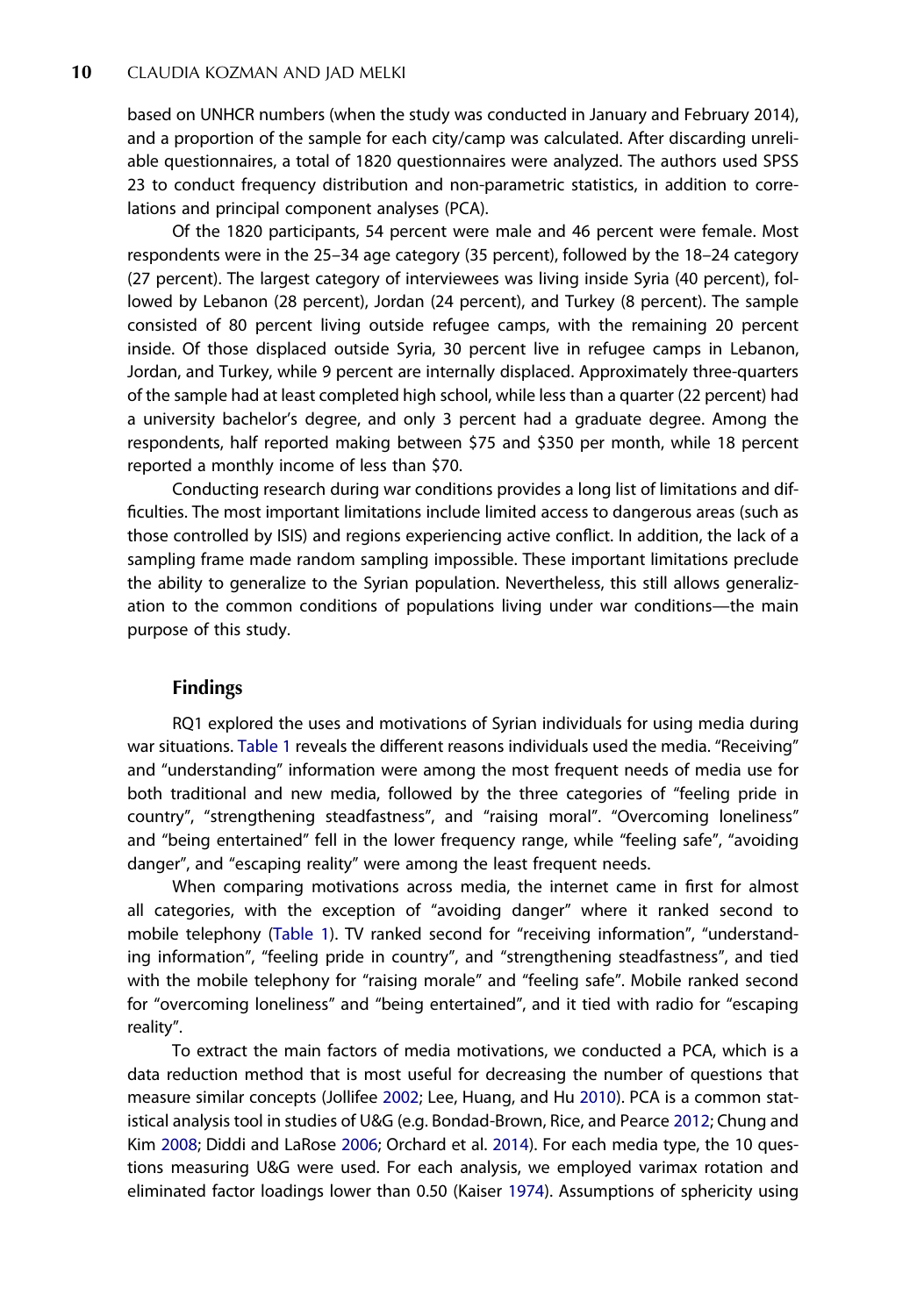based on UNHCR numbers (when the study was conducted in January and February 2014), and a proportion of the sample for each city/camp was calculated. After discarding unreliable questionnaires, a total of 1820 questionnaires were analyzed. The authors used SPSS 23 to conduct frequency distribution and non-parametric statistics, in addition to correlations and principal component analyses (PCA).

Of the 1820 participants, 54 percent were male and 46 percent were female. Most respondents were in the 25–34 age category (35 percent), followed by the 18–24 category (27 percent). The largest category of interviewees was living inside Syria (40 percent), followed by Lebanon (28 percent), Jordan (24 percent), and Turkey (8 percent). The sample consisted of 80 percent living outside refugee camps, with the remaining 20 percent inside. Of those displaced outside Syria, 30 percent live in refugee camps in Lebanon, Jordan, and Turkey, while 9 percent are internally displaced. Approximately three-quarters of the sample had at least completed high school, while less than a quarter (22 percent) had a university bachelor's degree, and only 3 percent had a graduate degree. Among the respondents, half reported making between $75 and $350 per month, while 18 percent reported a monthly income of less than $70.

Conducting research during war conditions provides a long list of limitations and difficulties. The most important limitations include limited access to dangerous areas (such as those controlled by ISIS) and regions experiencing active conflict. In addition, the lack of a sampling frame made random sampling impossible. These important limitations preclude the ability to generalize to the Syrian population. Nevertheless, this still allows generalization to the common conditions of populations living under war conditions—the main purpose of this study.

## Findings

RQ1 explored the uses and motivations of Syrian individuals for using media during war situations. Table 1 reveals the different reasons individuals used the media. "Receiving" and "understanding" information were among the most frequent needs of media use for both traditional and new media, followed by the three categories of "feeling pride in country", "strengthening steadfastness", and "raising moral". "Overcoming loneliness" and "being entertained" fell in the lower frequency range, while "feeling safe", "avoiding danger", and "escaping reality" were among the least frequent needs.

When comparing motivations across media, the internet came in first for almost all categories, with the exception of "avoiding danger" where it ranked second to mobile telephony (Table 1). TV ranked second for "receiving information", "understanding information", "feeling pride in country", and "strengthening steadfastness", and tied with the mobile telephony for "raising morale" and "feeling safe". Mobile ranked second for "overcoming loneliness" and "being entertained", and it tied with radio for "escaping reality".

To extract the main factors of media motivations, we conducted a PCA, which is a data reduction method that is most useful for decreasing the number of questions that measure similar concepts (Jollifee 2002; Lee, Huang, and Hu 2010). PCA is a common statistical analysis tool in studies of U&G (e.g. Bondad-Brown, Rice, and Pearce 2012; Chung and Kim 2008; Diddi and LaRose 2006; Orchard et al. 2014). For each media type, the 10 questions measuring U&G were used. For each analysis, we employed varimax rotation and eliminated factor loadings lower than 0.50 (Kaiser 1974). Assumptions of sphericity using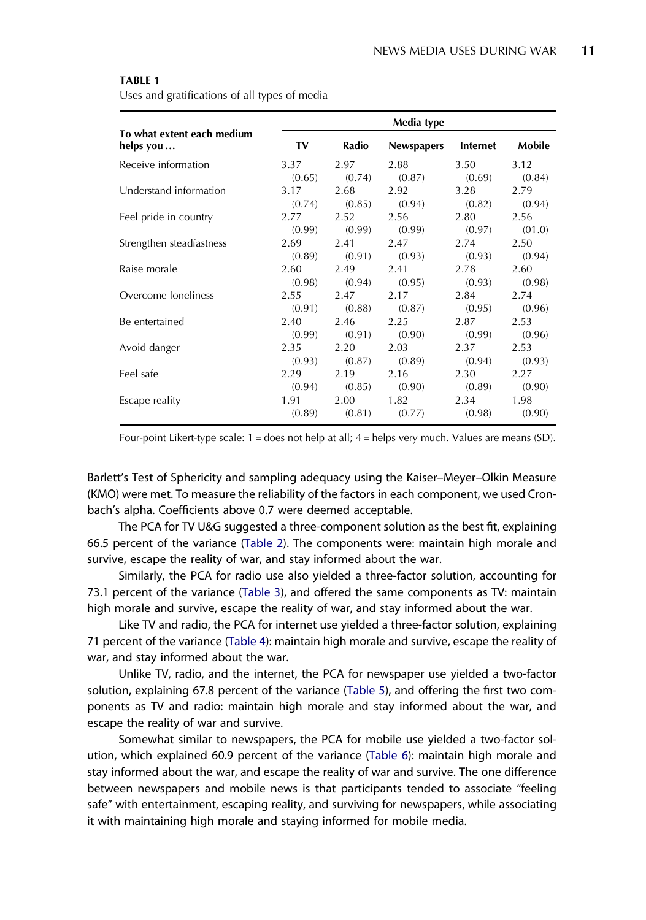**TABLE 1**

Uses and gratifications of all types of media

| To what extent each medium helps you … | Media type | | | | |
|---|---|---|---|---|---|
| | TV | Radio | Newspapers | Internet | Mobile |
| Receive information | 3.37 (0.65) | 2.97 (0.74) | 2.88 (0.87) | 3.50 (0.69) | 3.12 (0.84) |
| Understand information | 3.17 (0.74) | 2.68 (0.85) | 2.92 (0.94) | 3.28 (0.82) | 2.79 (0.94) |
| Feel pride in country | 2.77 (0.99) | 2.52 (0.99) | 2.56 (0.99) | 2.80 (0.97) | 2.56 (01.0) |
| Strengthen steadfastness | 2.69 (0.89) | 2.41 (0.91) | 2.47 (0.93) | 2.74 (0.93) | 2.50 (0.94) |
| Raise morale | 2.60 (0.98) | 2.49 (0.94) | 2.41 (0.95) | 2.78 (0.93) | 2.60 (0.98) |
| Overcome loneliness | 2.55 (0.91) | 2.47 (0.88) | 2.17 (0.87) | 2.84 (0.95) | 2.74 (0.96) |
| Be entertained | 2.40 (0.99) | 2.46 (0.91) | 2.25 (0.90) | 2.87 (0.99) | 2.53 (0.96) |
| Avoid danger | 2.35 (0.93) | 2.20 (0.87) | 2.03 (0.89) | 2.37 (0.94) | 2.53 (0.93) |
| Feel safe | 2.29 (0.94) | 2.19 (0.85) | 2.16 (0.90) | 2.30 (0.89) | 2.27 (0.90) |
| Escape reality | 1.91 (0.89) | 2.00 (0.81) | 1.82 (0.77) | 2.34 (0.98) | 1.98 (0.90) |

Four-point Likert-type scale: 1 = does not help at all; 4 = helps very much. Values are means (SD).

Barlett's Test of Sphericity and sampling adequacy using the Kaiser–Meyer–Olkin Measure (KMO) were met. To measure the reliability of the factors in each component, we used Cronbach's alpha. Coefficients above 0.7 were deemed acceptable.

The PCA for TV U&G suggested a three-component solution as the best fit, explaining 66.5 percent of the variance (Table 2). The components were: maintain high morale and survive, escape the reality of war, and stay informed about the war.

Similarly, the PCA for radio use also yielded a three-factor solution, accounting for 73.1 percent of the variance (Table 3), and offered the same components as TV: maintain high morale and survive, escape the reality of war, and stay informed about the war.

Like TV and radio, the PCA for internet use yielded a three-factor solution, explaining 71 percent of the variance (Table 4): maintain high morale and survive, escape the reality of war, and stay informed about the war.

Unlike TV, radio, and the internet, the PCA for newspaper use yielded a two-factor solution, explaining 67.8 percent of the variance (Table 5), and offering the first two components as TV and radio: maintain high morale and stay informed about the war, and escape the reality of war and survive.

Somewhat similar to newspapers, the PCA for mobile use yielded a two-factor solution, which explained 60.9 percent of the variance (Table 6): maintain high morale and stay informed about the war, and escape the reality of war and survive. The one difference between newspapers and mobile news is that participants tended to associate "feeling safe" with entertainment, escaping reality, and surviving for newspapers, while associating it with maintaining high morale and staying informed for mobile media.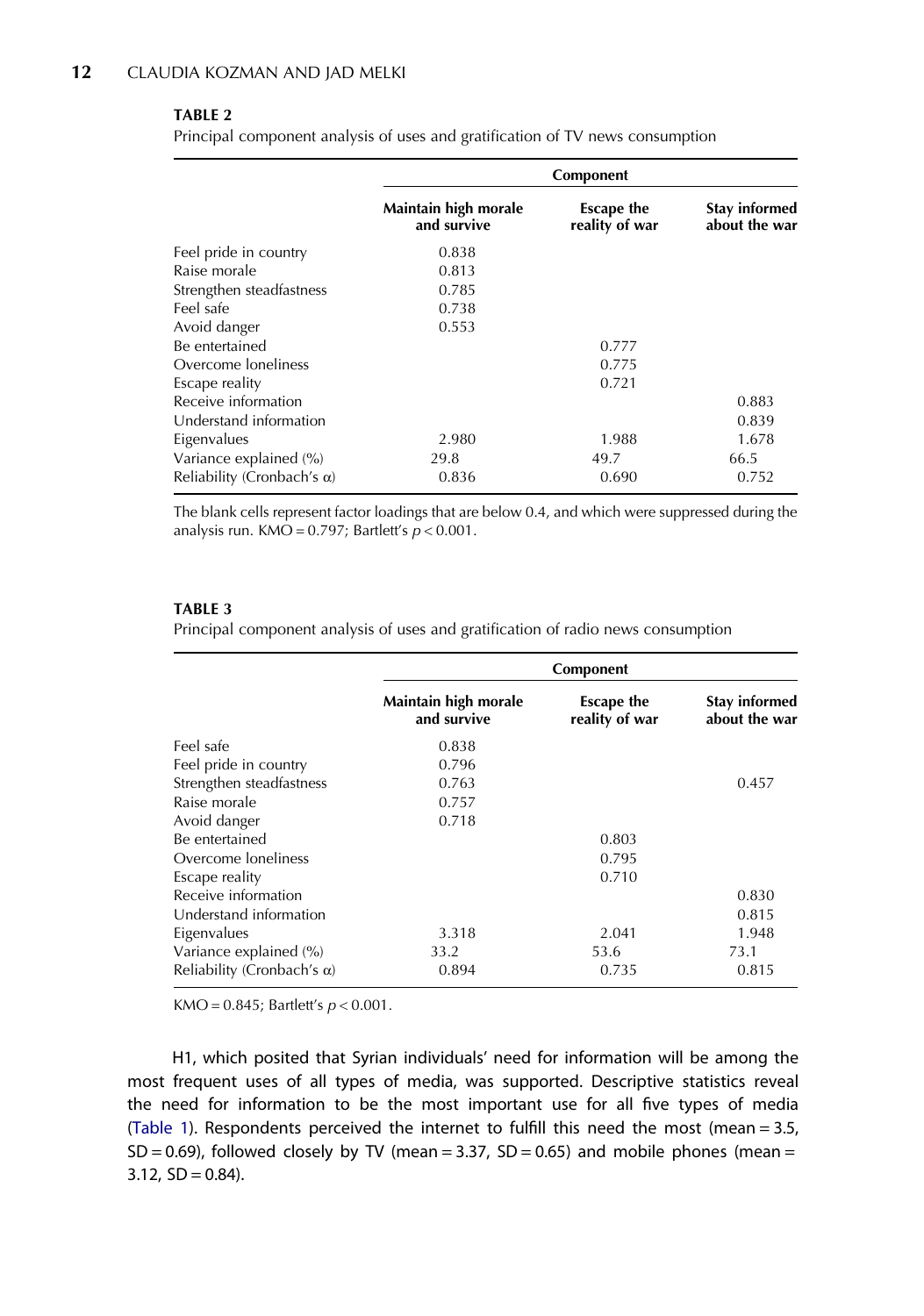**TABLE 2**

Principal component analysis of uses and gratification of TV news consumption

| | Component | | |
|---|---|---|---|
| | Maintain high morale and survive | Escape the reality of war | Stay informed about the war |
| Feel pride in country | 0.838 | | |
| Raise morale | 0.813 | | |
| Strengthen steadfastness | 0.785 | | |
| Feel safe | 0.738 | | |
| Avoid danger | 0.553 | | |
| Be entertained | | 0.777 | |
| Overcome loneliness | | 0.775 | |
| Escape reality | | 0.721 | |
| Receive information | | | 0.883 |
| Understand information | | | 0.839 |
| Eigenvalues | 2.980 | 1.988 | 1.678 |
| Variance explained (%) | 29.8 | 49.7 | 66.5 |
| Reliability (Cronbach's α) | 0.836 | 0.690 | 0.752 |

The blank cells represent factor loadings that are below 0.4, and which were suppressed during the analysis run. KMO = 0.797; Bartlett's $p < 0.001$.

**TABLE 3**

Principal component analysis of uses and gratification of radio news consumption

| | Component | | |
|---|---|---|---|
| | Maintain high morale and survive | Escape the reality of war | Stay informed about the war |
| Feel safe | 0.838 | | |
| Feel pride in country | 0.796 | | |
| Strengthen steadfastness | 0.763 | | 0.457 |
| Raise morale | 0.757 | | |
| Avoid danger | 0.718 | | |
| Be entertained | | 0.803 | |
| Overcome loneliness | | 0.795 | |
| Escape reality | | 0.710 | |
| Receive information | | | 0.830 |
| Understand information | | | 0.815 |
| Eigenvalues | 3.318 | 2.041 | 1.948 |
| Variance explained (%) | 33.2 | 53.6 | 73.1 |
| Reliability (Cronbach's α) | 0.894 | 0.735 | 0.815 |

KMO = 0.845; Bartlett's $p < 0.001$.

H1, which posited that Syrian individuals' need for information will be among the most frequent uses of all types of media, was supported. Descriptive statistics reveal the need for information to be the most important use for all five types of media (Table 1). Respondents perceived the internet to fulfill this need the most (mean = 3.5, SD = 0.69), followed closely by TV (mean = 3.37, SD = 0.65) and mobile phones (mean = 3.12, SD = 0.84).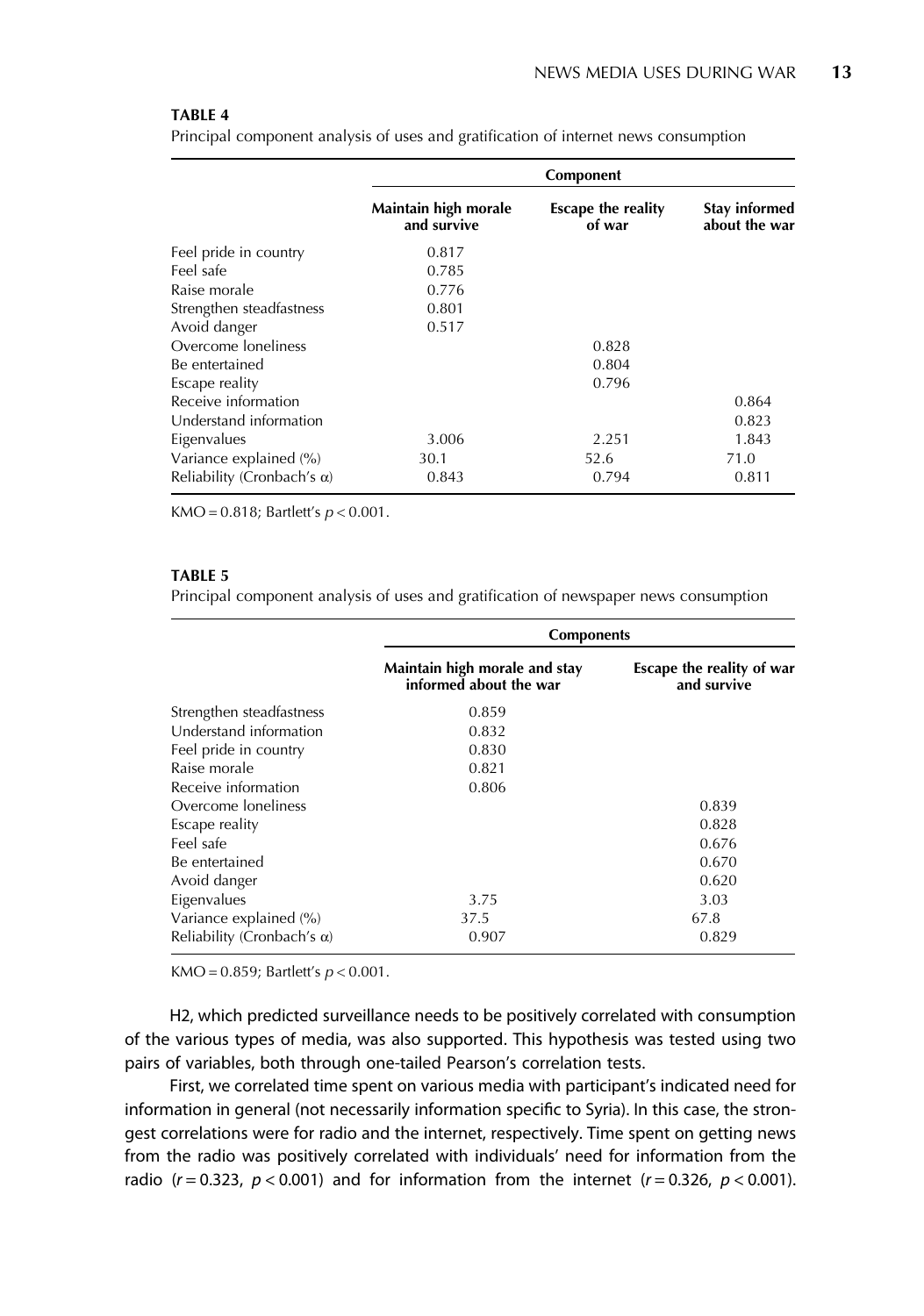**TABLE 4**

Principal component analysis of uses and gratification of internet news consumption

| | Component | | |
|---|---|---|---|
| | Maintain high morale and survive | Escape the reality of war | Stay informed about the war |
| Feel pride in country | 0.817 | | |
| Feel safe | 0.785 | | |
| Raise morale | 0.776 | | |
| Strengthen steadfastness | 0.801 | | |
| Avoid danger | 0.517 | | |
| Overcome loneliness | | 0.828 | |
| Be entertained | | 0.804 | |
| Escape reality | | 0.796 | |
| Receive information | | | 0.864 |
| Understand information | | | 0.823 |
| Eigenvalues | 3.006 | 2.251 | 1.843 |
| Variance explained (%) | 30.1 | 52.6 | 71.0 |
| Reliability (Cronbach's α) | 0.843 | 0.794 | 0.811 |

KMO = 0.818; Bartlett's $p < 0.001$.

**TABLE 5**

Principal component analysis of uses and gratification of newspaper news consumption

| | Components | |
|---|---|---|
| | Maintain high morale and stay informed about the war | Escape the reality of war and survive |
| Strengthen steadfastness | 0.859 | |
| Understand information | 0.832 | |
| Feel pride in country | 0.830 | |
| Raise morale | 0.821 | |
| Receive information | 0.806 | |
| Overcome loneliness | | 0.839 |
| Escape reality | | 0.828 |
| Feel safe | | 0.676 |
| Be entertained | | 0.670 |
| Avoid danger | | 0.620 |
| Eigenvalues | 3.75 | 3.03 |
| Variance explained (%) | 37.5 | 67.8 |
| Reliability (Cronbach's α) | 0.907 | 0.829 |

KMO = 0.859; Bartlett's $p < 0.001$.

H2, which predicted surveillance needs to be positively correlated with consumption of the various types of media, was also supported. This hypothesis was tested using two pairs of variables, both through one-tailed Pearson's correlation tests.

First, we correlated time spent on various media with participant's indicated need for information in general (not necessarily information specific to Syria). In this case, the strongest correlations were for radio and the internet, respectively. Time spent on getting news from the radio was positively correlated with individuals' need for information from the radio ($r = 0.323$, $p < 0.001$) and for information from the internet ($r = 0.326$, $p < 0.001$).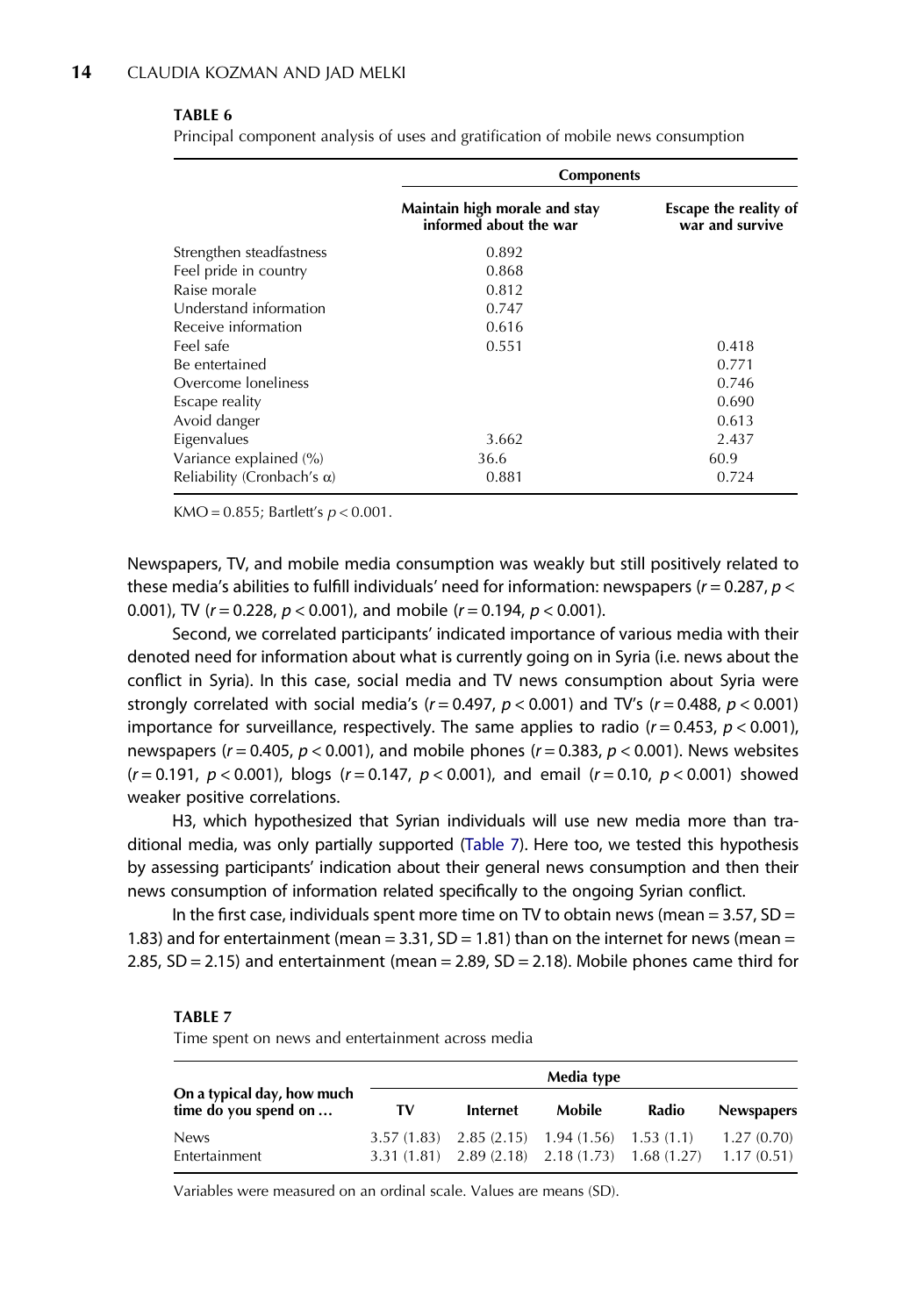**TABLE 6**

Principal component analysis of uses and gratification of mobile news consumption

| | Components | |
|---|---|---|
| | Maintain high morale and stay informed about the war | Escape the reality of war and survive |
| Strengthen steadfastness | 0.892 | |
| Feel pride in country | 0.868 | |
| Raise morale | 0.812 | |
| Understand information | 0.747 | |
| Receive information | 0.616 | |
| Feel safe | 0.551 | 0.418 |
| Be entertained | | 0.771 |
| Overcome loneliness | | 0.746 |
| Escape reality | | 0.690 |
| Avoid danger | | 0.613 |
| Eigenvalues | 3.662 | 2.437 |
| Variance explained (%) | 36.6 | 60.9 |
| Reliability (Cronbach's α) | 0.881 | 0.724 |

KMO = 0.855; Bartlett's $p < 0.001$.

Newspapers, TV, and mobile media consumption was weakly but still positively related to these media's abilities to fulfill individuals' need for information: newspapers ($r = 0.287$, $p < 0.001$), TV ($r = 0.228$, $p < 0.001$), and mobile ($r = 0.194$, $p < 0.001$).

Second, we correlated participants' indicated importance of various media with their denoted need for information about what is currently going on in Syria (i.e. news about the conflict in Syria). In this case, social media and TV news consumption about Syria were strongly correlated with social media's ($r = 0.497$, $p < 0.001$) and TV's ($r = 0.488$, $p < 0.001$) importance for surveillance, respectively. The same applies to radio ($r = 0.453$, $p < 0.001$), newspapers ($r = 0.405$, $p < 0.001$), and mobile phones ($r = 0.383$, $p < 0.001$). News websites ($r = 0.191$, $p < 0.001$), blogs ($r = 0.147$, $p < 0.001$), and email ($r = 0.10$, $p < 0.001$) showed weaker positive correlations.

H3, which hypothesized that Syrian individuals will use new media more than traditional media, was only partially supported (Table 7). Here too, we tested this hypothesis by assessing participants' indication about their general news consumption and then their news consumption of information related specifically to the ongoing Syrian conflict.

In the first case, individuals spent more time on TV to obtain news (mean = 3.57, SD = 1.83) and for entertainment (mean = 3.31, SD = 1.81) than on the internet for news (mean = 2.85, SD = 2.15) and entertainment (mean = 2.89, SD = 2.18). Mobile phones came third for

**TABLE 7**

Time spent on news and entertainment across media

| On a typical day, how much time do you spend on … | Media type | | | | |
|---|---|---|---|---|---|
| | TV | Internet | Mobile | Radio | Newspapers |
| News | 3.57 (1.83) | 2.85 (2.15) | 1.94 (1.56) | 1.53 (1.1) | 1.27 (0.70) |
| Entertainment | 3.31 (1.81) | 2.89 (2.18) | 2.18 (1.73) | 1.68 (1.27) | 1.17 (0.51) |

Variables were measured on an ordinal scale. Values are means (SD).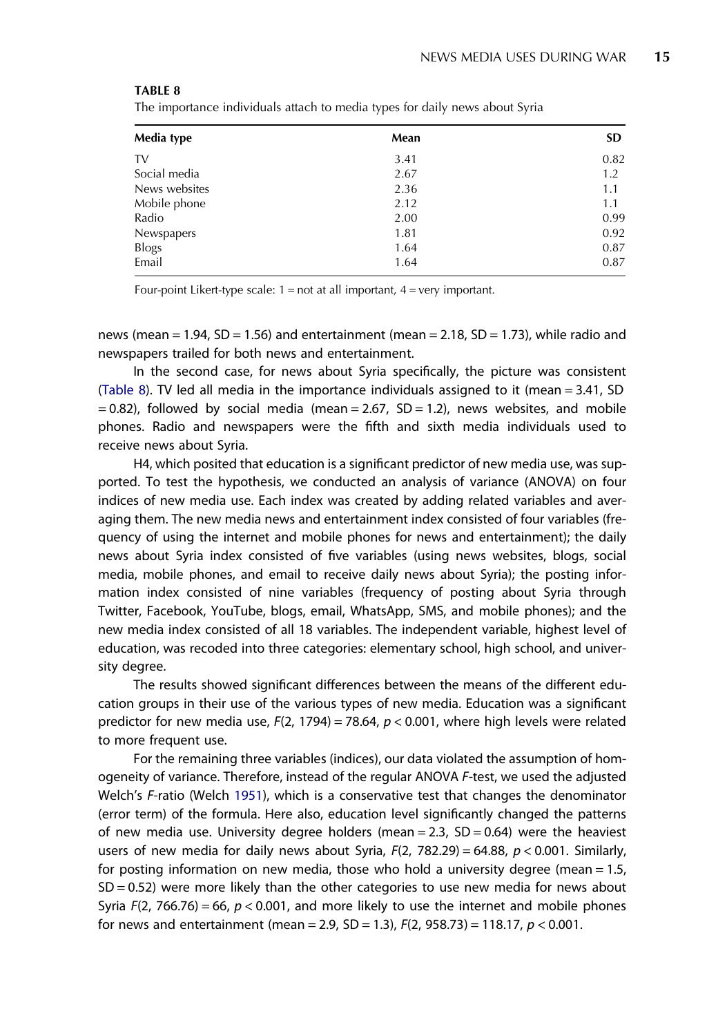**TABLE 8**

The importance individuals attach to media types for daily news about Syria

| Media type | Mean | SD |
|---|---|---|
| TV | 3.41 | 0.82 |
| Social media | 2.67 | 1.2 |
| News websites | 2.36 | 1.1 |
| Mobile phone | 2.12 | 1.1 |
| Radio | 2.00 | 0.99 |
| Newspapers | 1.81 | 0.92 |
| Blogs | 1.64 | 0.87 |
| Email | 1.64 | 0.87 |

Four-point Likert-type scale: 1 = not at all important, 4 = very important.

news (mean = 1.94, SD = 1.56) and entertainment (mean = 2.18, SD = 1.73), while radio and newspapers trailed for both news and entertainment.

In the second case, for news about Syria specifically, the picture was consistent (Table 8). TV led all media in the importance individuals assigned to it (mean = 3.41, SD = 0.82), followed by social media (mean = 2.67, SD = 1.2), news websites, and mobile phones. Radio and newspapers were the fifth and sixth media individuals used to receive news about Syria.

H4, which posited that education is a significant predictor of new media use, was supported. To test the hypothesis, we conducted an analysis of variance (ANOVA) on four indices of new media use. Each index was created by adding related variables and averaging them. The new media news and entertainment index consisted of four variables (frequency of using the internet and mobile phones for news and entertainment); the daily news about Syria index consisted of five variables (using news websites, blogs, social media, mobile phones, and email to receive daily news about Syria); the posting information index consisted of nine variables (frequency of posting about Syria through Twitter, Facebook, YouTube, blogs, email, WhatsApp, SMS, and mobile phones); and the new media index consisted of all 18 variables. The independent variable, highest level of education, was recoded into three categories: elementary school, high school, and university degree.

The results showed significant differences between the means of the different education groups in their use of the various types of new media. Education was a significant predictor for new media use, $F(2, 1794) = 78.64$, $p < 0.001$, where high levels were related to more frequent use.

For the remaining three variables (indices), our data violated the assumption of homogeneity of variance. Therefore, instead of the regular ANOVA $F$-test, we used the adjusted Welch's $F$-ratio (Welch 1951), which is a conservative test that changes the denominator (error term) of the formula. Here also, education level significantly changed the patterns of new media use. University degree holders (mean = 2.3, SD = 0.64) were the heaviest users of new media for daily news about Syria, $F(2, 782.29) = 64.88$, $p < 0.001$. Similarly, for posting information on new media, those who hold a university degree (mean = 1.5, SD = 0.52) were more likely than the other categories to use new media for news about Syria $F(2, 766.76) = 66$, $p < 0.001$, and more likely to use the internet and mobile phones for news and entertainment (mean = 2.9, SD = 1.3), $F(2, 958.73) = 118.17$, $p < 0.001$.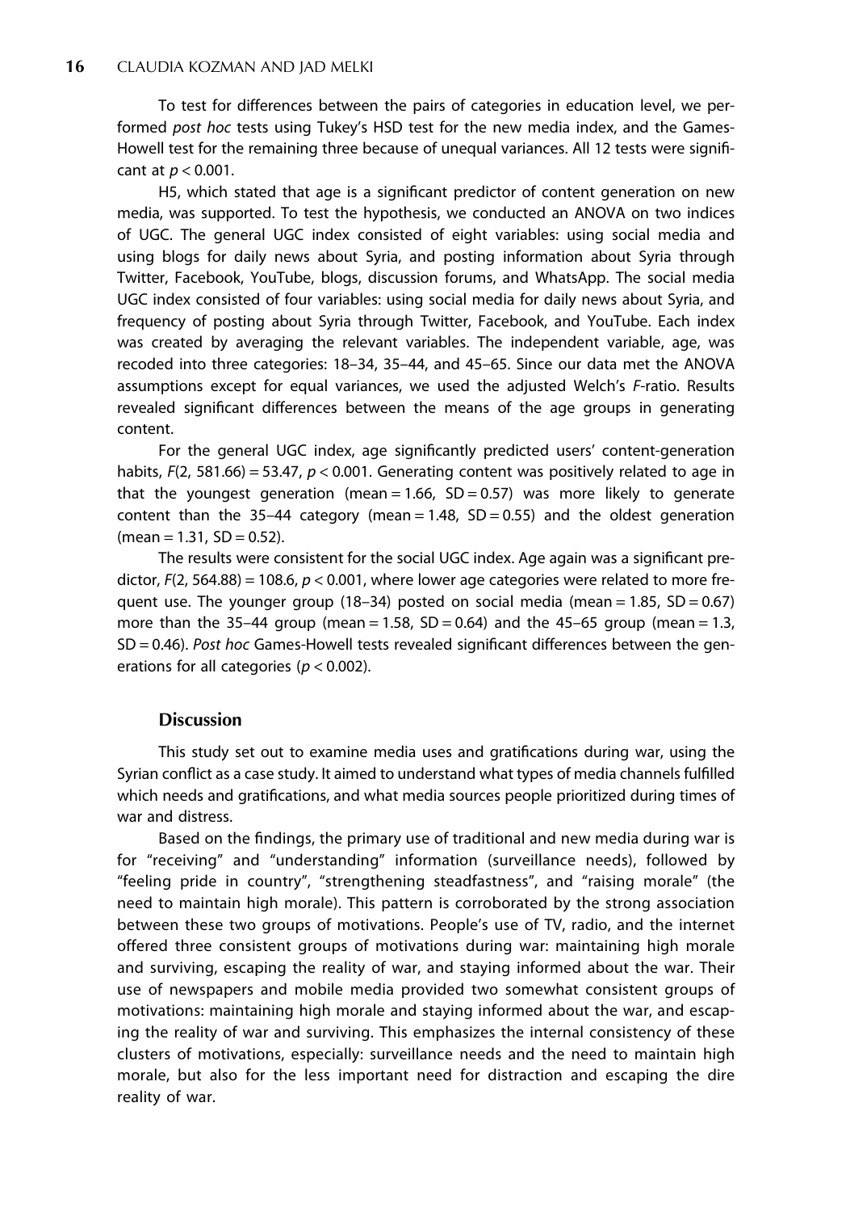To test for differences between the pairs of categories in education level, we performed *post hoc* tests using Tukey's HSD test for the new media index, and the Games-Howell test for the remaining three because of unequal variances. All 12 tests were significant at $p < 0.001$.

H5, which stated that age is a significant predictor of content generation on new media, was supported. To test the hypothesis, we conducted an ANOVA on two indices of UGC. The general UGC index consisted of eight variables: using social media and using blogs for daily news about Syria, and posting information about Syria through Twitter, Facebook, YouTube, blogs, discussion forums, and WhatsApp. The social media UGC index consisted of four variables: using social media for daily news about Syria, and frequency of posting about Syria through Twitter, Facebook, and YouTube. Each index was created by averaging the relevant variables. The independent variable, age, was recoded into three categories: 18–34, 35–44, and 45–65. Since our data met the ANOVA assumptions except for equal variances, we used the adjusted Welch's *F*-ratio. Results revealed significant differences between the means of the age groups in generating content.

For the general UGC index, age significantly predicted users' content-generation habits, $F(2, 581.66) = 53.47$, $p < 0.001$. Generating content was positively related to age in that the youngest generation (mean = 1.66, SD = 0.57) was more likely to generate content than the 35–44 category (mean = 1.48, SD = 0.55) and the oldest generation (mean = 1.31, SD = 0.52).

The results were consistent for the social UGC index. Age again was a significant predictor, $F(2, 564.88) = 108.6$, $p < 0.001$, where lower age categories were related to more frequent use. The younger group (18–34) posted on social media (mean = 1.85, SD = 0.67) more than the 35–44 group (mean = 1.58, SD = 0.64) and the 45–65 group (mean = 1.3, SD = 0.46). *Post hoc* Games-Howell tests revealed significant differences between the generations for all categories ($p < 0.002$).

## Discussion

This study set out to examine media uses and gratifications during war, using the Syrian conflict as a case study. It aimed to understand what types of media channels fulfilled which needs and gratifications, and what media sources people prioritized during times of war and distress.

Based on the findings, the primary use of traditional and new media during war is for "receiving" and "understanding" information (surveillance needs), followed by "feeling pride in country", "strengthening steadfastness", and "raising morale" (the need to maintain high morale). This pattern is corroborated by the strong association between these two groups of motivations. People's use of TV, radio, and the internet offered three consistent groups of motivations during war: maintaining high morale and surviving, escaping the reality of war, and staying informed about the war. Their use of newspapers and mobile media provided two somewhat consistent groups of motivations: maintaining high morale and staying informed about the war, and escaping the reality of war and surviving. This emphasizes the internal consistency of these clusters of motivations, especially: surveillance needs and the need to maintain high morale, but also for the less important need for distraction and escaping the dire reality of war.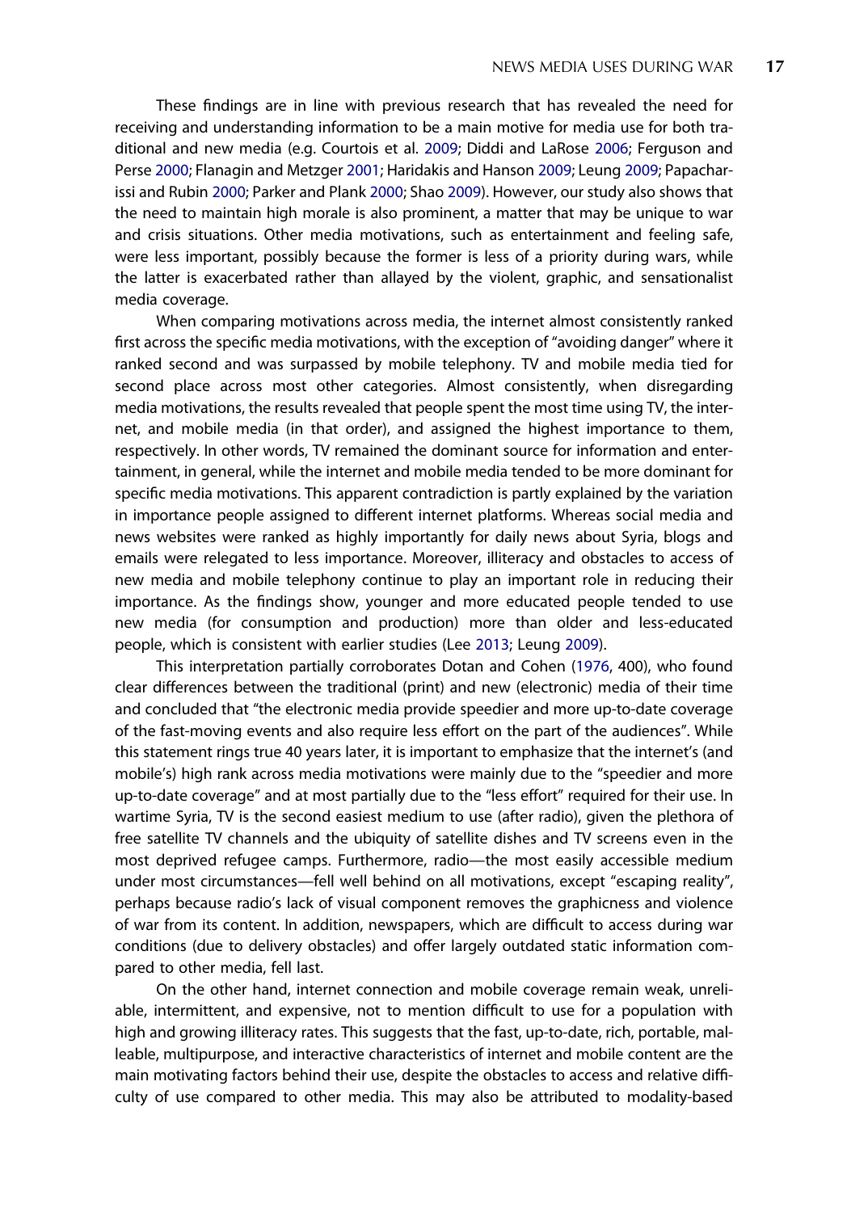These findings are in line with previous research that has revealed the need for receiving and understanding information to be a main motive for media use for both traditional and new media (e.g. Courtois et al. 2009; Diddi and LaRose 2006; Ferguson and Perse 2000; Flanagin and Metzger 2001; Haridakis and Hanson 2009; Leung 2009; Papacharissi and Rubin 2000; Parker and Plank 2000; Shao 2009). However, our study also shows that the need to maintain high morale is also prominent, a matter that may be unique to war and crisis situations. Other media motivations, such as entertainment and feeling safe, were less important, possibly because the former is less of a priority during wars, while the latter is exacerbated rather than allayed by the violent, graphic, and sensationalist media coverage.

When comparing motivations across media, the internet almost consistently ranked first across the specific media motivations, with the exception of "avoiding danger" where it ranked second and was surpassed by mobile telephony. TV and mobile media tied for second place across most other categories. Almost consistently, when disregarding media motivations, the results revealed that people spent the most time using TV, the internet, and mobile media (in that order), and assigned the highest importance to them, respectively. In other words, TV remained the dominant source for information and entertainment, in general, while the internet and mobile media tended to be more dominant for specific media motivations. This apparent contradiction is partly explained by the variation in importance people assigned to different internet platforms. Whereas social media and news websites were ranked as highly importantly for daily news about Syria, blogs and emails were relegated to less importance. Moreover, illiteracy and obstacles to access of new media and mobile telephony continue to play an important role in reducing their importance. As the findings show, younger and more educated people tended to use new media (for consumption and production) more than older and less-educated people, which is consistent with earlier studies (Lee 2013; Leung 2009).

This interpretation partially corroborates Dotan and Cohen (1976, 400), who found clear differences between the traditional (print) and new (electronic) media of their time and concluded that "the electronic media provide speedier and more up-to-date coverage of the fast-moving events and also require less effort on the part of the audiences". While this statement rings true 40 years later, it is important to emphasize that the internet's (and mobile's) high rank across media motivations were mainly due to the "speedier and more up-to-date coverage" and at most partially due to the "less effort" required for their use. In wartime Syria, TV is the second easiest medium to use (after radio), given the plethora of free satellite TV channels and the ubiquity of satellite dishes and TV screens even in the most deprived refugee camps. Furthermore, radio—the most easily accessible medium under most circumstances—fell well behind on all motivations, except "escaping reality", perhaps because radio's lack of visual component removes the graphicness and violence of war from its content. In addition, newspapers, which are difficult to access during war conditions (due to delivery obstacles) and offer largely outdated static information compared to other media, fell last.

On the other hand, internet connection and mobile coverage remain weak, unreliable, intermittent, and expensive, not to mention difficult to use for a population with high and growing illiteracy rates. This suggests that the fast, up-to-date, rich, portable, malleable, multipurpose, and interactive characteristics of internet and mobile content are the main motivating factors behind their use, despite the obstacles to access and relative difficulty of use compared to other media. This may also be attributed to modality-based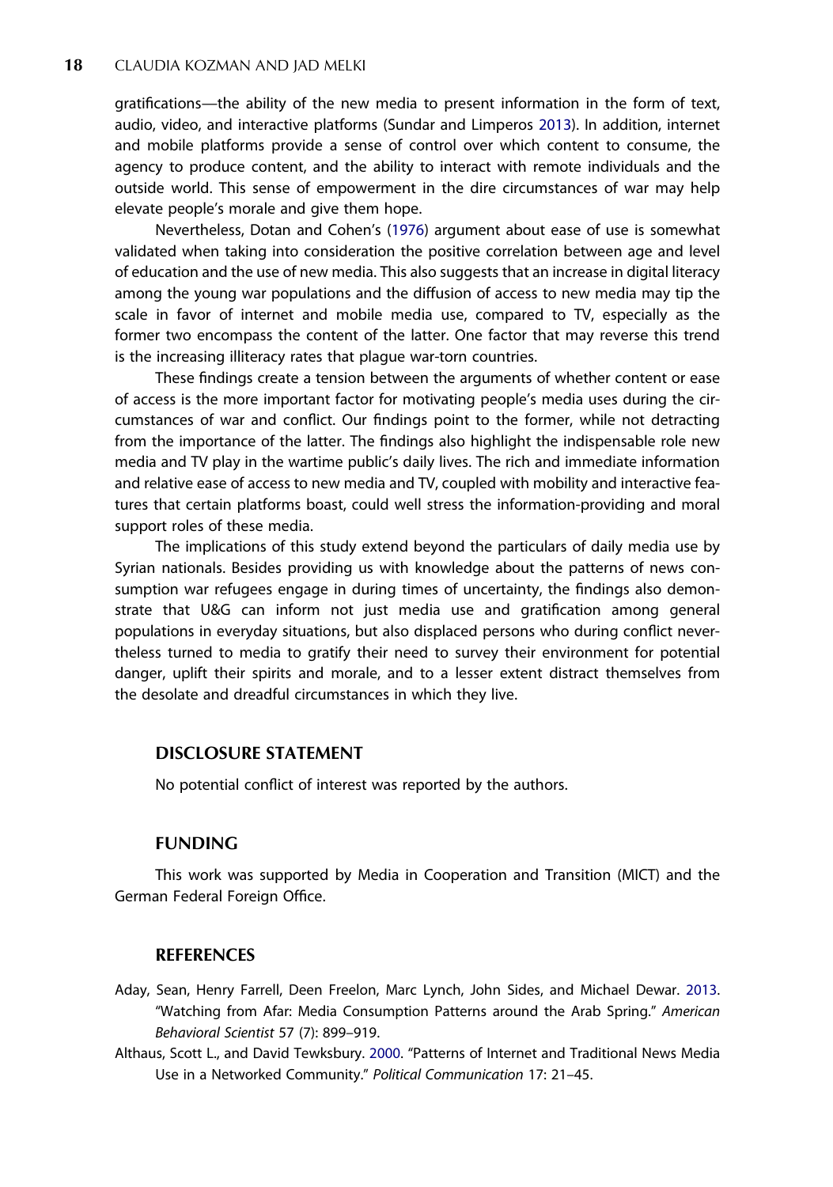gratifications—the ability of the new media to present information in the form of text, audio, video, and interactive platforms (Sundar and Limperos 2013). In addition, internet and mobile platforms provide a sense of control over which content to consume, the agency to produce content, and the ability to interact with remote individuals and the outside world. This sense of empowerment in the dire circumstances of war may help elevate people's morale and give them hope.

Nevertheless, Dotan and Cohen's (1976) argument about ease of use is somewhat validated when taking into consideration the positive correlation between age and level of education and the use of new media. This also suggests that an increase in digital literacy among the young war populations and the diffusion of access to new media may tip the scale in favor of internet and mobile media use, compared to TV, especially as the former two encompass the content of the latter. One factor that may reverse this trend is the increasing illiteracy rates that plague war-torn countries.

These findings create a tension between the arguments of whether content or ease of access is the more important factor for motivating people's media uses during the circumstances of war and conflict. Our findings point to the former, while not detracting from the importance of the latter. The findings also highlight the indispensable role new media and TV play in the wartime public's daily lives. The rich and immediate information and relative ease of access to new media and TV, coupled with mobility and interactive features that certain platforms boast, could well stress the information-providing and moral support roles of these media.

The implications of this study extend beyond the particulars of daily media use by Syrian nationals. Besides providing us with knowledge about the patterns of news consumption war refugees engage in during times of uncertainty, the findings also demonstrate that U&G can inform not just media use and gratification among general populations in everyday situations, but also displaced persons who during conflict nevertheless turned to media to gratify their need to survey their environment for potential danger, uplift their spirits and morale, and to a lesser extent distract themselves from the desolate and dreadful circumstances in which they live.

## DISCLOSURE STATEMENT

No potential conflict of interest was reported by the authors.

## FUNDING

This work was supported by Media in Cooperation and Transition (MICT) and the German Federal Foreign Office.

## REFERENCES

Aday, Sean, Henry Farrell, Deen Freelon, Marc Lynch, John Sides, and Michael Dewar. 2013. "Watching from Afar: Media Consumption Patterns around the Arab Spring." *American Behavioral Scientist* 57 (7): 899–919.

Althaus, Scott L., and David Tewksbury. 2000. "Patterns of Internet and Traditional News Media Use in a Networked Community." *Political Communication* 17: 21–45.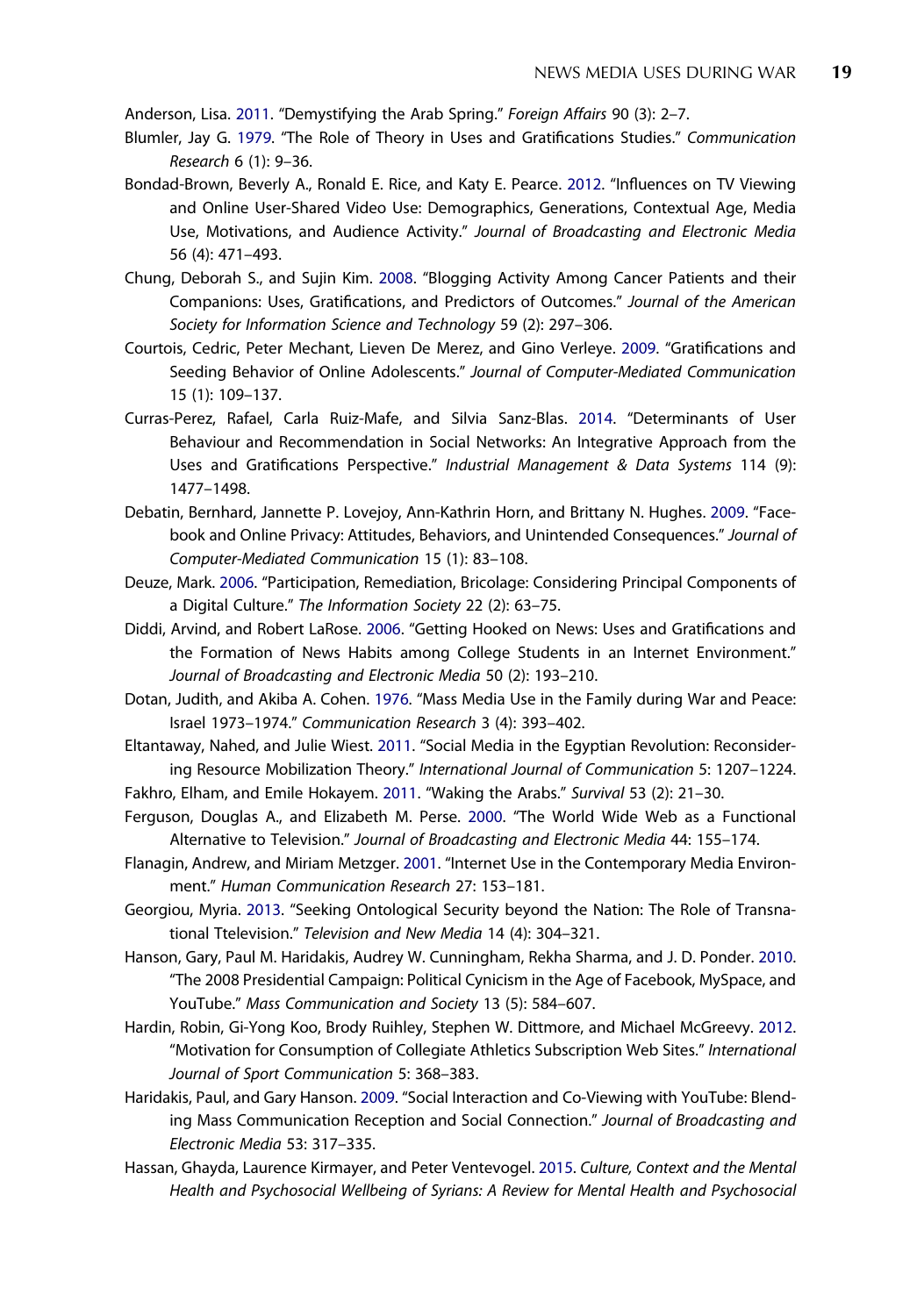Anderson, Lisa. 2011. "Demystifying the Arab Spring." *Foreign Affairs* 90 (3): 2–7.

Blumler, Jay G. 1979. "The Role of Theory in Uses and Gratifications Studies." *Communication Research* 6 (1): 9–36.

Bondad-Brown, Beverly A., Ronald E. Rice, and Katy E. Pearce. 2012. "Influences on TV Viewing and Online User-Shared Video Use: Demographics, Generations, Contextual Age, Media Use, Motivations, and Audience Activity." *Journal of Broadcasting and Electronic Media* 56 (4): 471–493.

Chung, Deborah S., and Sujin Kim. 2008. "Blogging Activity Among Cancer Patients and their Companions: Uses, Gratifications, and Predictors of Outcomes." *Journal of the American Society for Information Science and Technology* 59 (2): 297–306.

Courtois, Cedric, Peter Mechant, Lieven De Merez, and Gino Verleye. 2009. "Gratifications and Seeding Behavior of Online Adolescents." *Journal of Computer-Mediated Communication* 15 (1): 109–137.

Curras-Perez, Rafael, Carla Ruiz-Mafe, and Silvia Sanz-Blas. 2014. "Determinants of User Behaviour and Recommendation in Social Networks: An Integrative Approach from the Uses and Gratifications Perspective." *Industrial Management & Data Systems* 114 (9): 1477–1498.

Debatin, Bernhard, Jannette P. Lovejoy, Ann-Kathrin Horn, and Brittany N. Hughes. 2009. "Facebook and Online Privacy: Attitudes, Behaviors, and Unintended Consequences." *Journal of Computer-Mediated Communication* 15 (1): 83–108.

Deuze, Mark. 2006. "Participation, Remediation, Bricolage: Considering Principal Components of a Digital Culture." *The Information Society* 22 (2): 63–75.

Diddi, Arvind, and Robert LaRose. 2006. "Getting Hooked on News: Uses and Gratifications and the Formation of News Habits among College Students in an Internet Environment." *Journal of Broadcasting and Electronic Media* 50 (2): 193–210.

Dotan, Judith, and Akiba A. Cohen. 1976. "Mass Media Use in the Family during War and Peace: Israel 1973–1974." *Communication Research* 3 (4): 393–402.

Eltantaway, Nahed, and Julie Wiest. 2011. "Social Media in the Egyptian Revolution: Reconsidering Resource Mobilization Theory." *International Journal of Communication* 5: 1207–1224.

Fakhro, Elham, and Emile Hokayem. 2011. "Waking the Arabs." *Survival* 53 (2): 21–30.

Ferguson, Douglas A., and Elizabeth M. Perse. 2000. "The World Wide Web as a Functional Alternative to Television." *Journal of Broadcasting and Electronic Media* 44: 155–174.

Flanagin, Andrew, and Miriam Metzger. 2001. "Internet Use in the Contemporary Media Environment." *Human Communication Research* 27: 153–181.

Georgiou, Myria. 2013. "Seeking Ontological Security beyond the Nation: The Role of Transnational Ttelevision." *Television and New Media* 14 (4): 304–321.

Hanson, Gary, Paul M. Haridakis, Audrey W. Cunningham, Rekha Sharma, and J. D. Ponder. 2010. "The 2008 Presidential Campaign: Political Cynicism in the Age of Facebook, MySpace, and YouTube." *Mass Communication and Society* 13 (5): 584–607.

Hardin, Robin, Gi-Yong Koo, Brody Ruihley, Stephen W. Dittmore, and Michael McGreevy. 2012. "Motivation for Consumption of Collegiate Athletics Subscription Web Sites." *International Journal of Sport Communication* 5: 368–383.

Haridakis, Paul, and Gary Hanson. 2009. "Social Interaction and Co-Viewing with YouTube: Blending Mass Communication Reception and Social Connection." *Journal of Broadcasting and Electronic Media* 53: 317–335.

Hassan, Ghayda, Laurence Kirmayer, and Peter Ventevogel. 2015. *Culture, Context and the Mental Health and Psychosocial Wellbeing of Syrians: A Review for Mental Health and Psychosocial*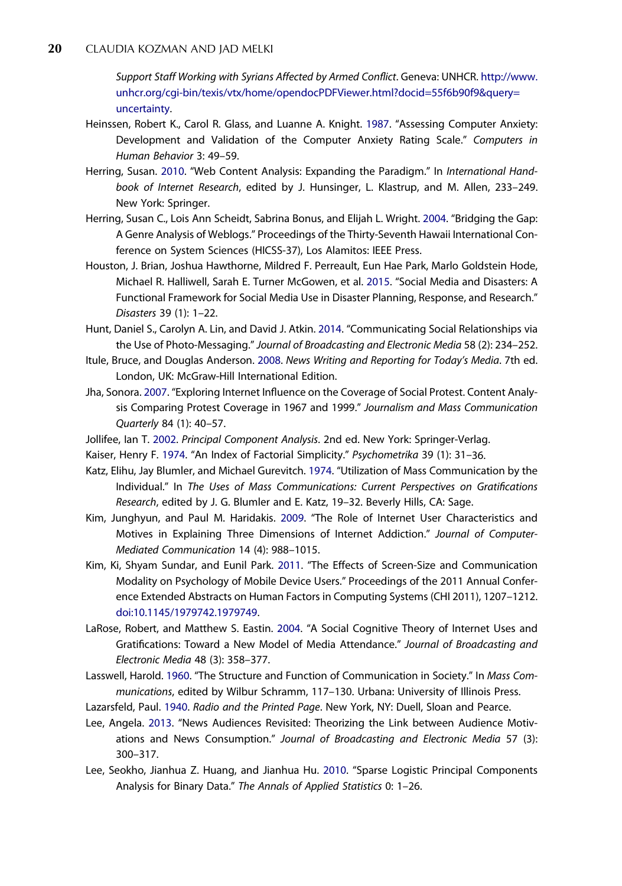*Support Staff Working with Syrians Affected by Armed Conflict*. Geneva: UNHCR. http://www.unhcr.org/cgi-bin/texis/vtx/home/opendocPDFViewer.html?docid=55f6b90f9&query=uncertainty.

Heinssen, Robert K., Carol R. Glass, and Luanne A. Knight. 1987. "Assessing Computer Anxiety: Development and Validation of the Computer Anxiety Rating Scale." *Computers in Human Behavior* 3: 49–59.

Herring, Susan. 2010. "Web Content Analysis: Expanding the Paradigm." In *International Handbook of Internet Research*, edited by J. Hunsinger, L. Klastrup, and M. Allen, 233–249. New York: Springer.

Herring, Susan C., Lois Ann Scheidt, Sabrina Bonus, and Elijah L. Wright. 2004. "Bridging the Gap: A Genre Analysis of Weblogs." Proceedings of the Thirty-Seventh Hawaii International Conference on System Sciences (HICSS-37), Los Alamitos: IEEE Press.

Houston, J. Brian, Joshua Hawthorne, Mildred F. Perreault, Eun Hae Park, Marlo Goldstein Hode, Michael R. Halliwell, Sarah E. Turner McGowen, et al. 2015. "Social Media and Disasters: A Functional Framework for Social Media Use in Disaster Planning, Response, and Research." *Disasters* 39 (1): 1–22.

Hunt, Daniel S., Carolyn A. Lin, and David J. Atkin. 2014. "Communicating Social Relationships via the Use of Photo-Messaging." *Journal of Broadcasting and Electronic Media* 58 (2): 234–252.

Itule, Bruce, and Douglas Anderson. 2008. *News Writing and Reporting for Today's Media*. 7th ed. London, UK: McGraw-Hill International Edition.

Jha, Sonora. 2007. "Exploring Internet Influence on the Coverage of Social Protest. Content Analysis Comparing Protest Coverage in 1967 and 1999." *Journalism and Mass Communication Quarterly* 84 (1): 40–57.

Jollifee, Ian T. 2002. *Principal Component Analysis*. 2nd ed. New York: Springer-Verlag.

Kaiser, Henry F. 1974. "An Index of Factorial Simplicity." *Psychometrika* 39 (1): 31–36.

Katz, Elihu, Jay Blumler, and Michael Gurevitch. 1974. "Utilization of Mass Communication by the Individual." In *The Uses of Mass Communications: Current Perspectives on Gratifications Research*, edited by J. G. Blumler and E. Katz, 19–32. Beverly Hills, CA: Sage.

Kim, Junghyun, and Paul M. Haridakis. 2009. "The Role of Internet User Characteristics and Motives in Explaining Three Dimensions of Internet Addiction." *Journal of Computer-Mediated Communication* 14 (4): 988–1015.

Kim, Ki, Shyam Sundar, and Eunil Park. 2011. "The Effects of Screen-Size and Communication Modality on Psychology of Mobile Device Users." Proceedings of the 2011 Annual Conference Extended Abstracts on Human Factors in Computing Systems (CHI 2011), 1207–1212. doi:10.1145/1979742.1979749.

LaRose, Robert, and Matthew S. Eastin. 2004. "A Social Cognitive Theory of Internet Uses and Gratifications: Toward a New Model of Media Attendance." *Journal of Broadcasting and Electronic Media* 48 (3): 358–377.

Lasswell, Harold. 1960. "The Structure and Function of Communication in Society." In *Mass Communications*, edited by Wilbur Schramm, 117–130. Urbana: University of Illinois Press.

Lazarsfeld, Paul. 1940. *Radio and the Printed Page*. New York, NY: Duell, Sloan and Pearce.

Lee, Angela. 2013. "News Audiences Revisited: Theorizing the Link between Audience Motivations and News Consumption." *Journal of Broadcasting and Electronic Media* 57 (3): 300–317.

Lee, Seokho, Jianhua Z. Huang, and Jianhua Hu. 2010. "Sparse Logistic Principal Components Analysis for Binary Data." *The Annals of Applied Statistics* 0: 1–26.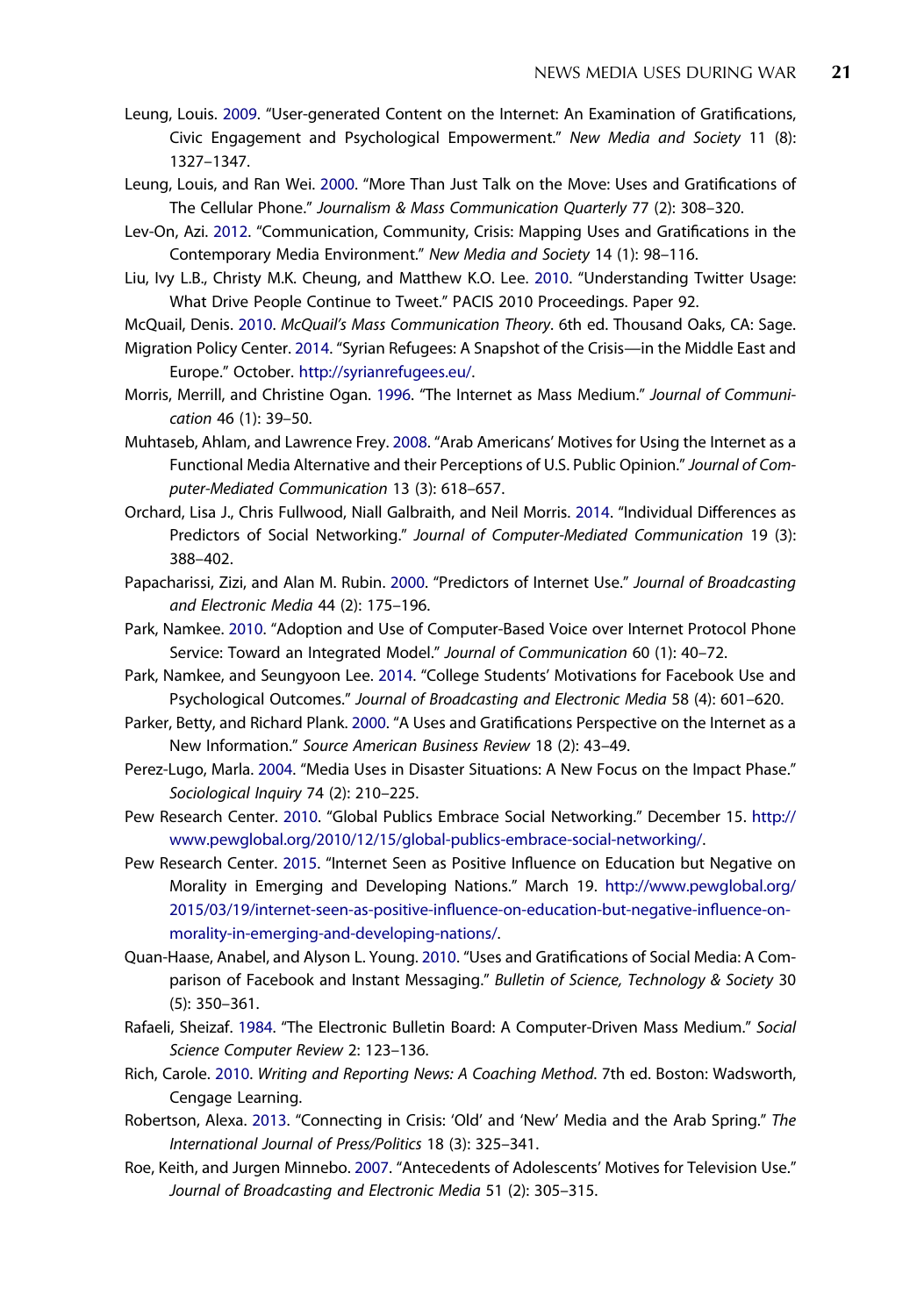Leung, Louis. 2009. "User-generated Content on the Internet: An Examination of Gratifications, Civic Engagement and Psychological Empowerment." *New Media and Society* 11 (8): 1327–1347.

Leung, Louis, and Ran Wei. 2000. "More Than Just Talk on the Move: Uses and Gratifications of The Cellular Phone." *Journalism & Mass Communication Quarterly* 77 (2): 308–320.

Lev-On, Azi. 2012. "Communication, Community, Crisis: Mapping Uses and Gratifications in the Contemporary Media Environment." *New Media and Society* 14 (1): 98–116.

Liu, Ivy L.B., Christy M.K. Cheung, and Matthew K.O. Lee. 2010. "Understanding Twitter Usage: What Drive People Continue to Tweet." PACIS 2010 Proceedings. Paper 92.

McQuail, Denis. 2010. *McQuail's Mass Communication Theory*. 6th ed. Thousand Oaks, CA: Sage.

Migration Policy Center. 2014. "Syrian Refugees: A Snapshot of the Crisis—in the Middle East and Europe." October. http://syrianrefugees.eu/.

Morris, Merrill, and Christine Ogan. 1996. "The Internet as Mass Medium." *Journal of Communication* 46 (1): 39–50.

Muhtaseb, Ahlam, and Lawrence Frey. 2008. "Arab Americans' Motives for Using the Internet as a Functional Media Alternative and their Perceptions of U.S. Public Opinion." *Journal of Computer-Mediated Communication* 13 (3): 618–657.

Orchard, Lisa J., Chris Fullwood, Niall Galbraith, and Neil Morris. 2014. "Individual Differences as Predictors of Social Networking." *Journal of Computer-Mediated Communication* 19 (3): 388–402.

Papacharissi, Zizi, and Alan M. Rubin. 2000. "Predictors of Internet Use." *Journal of Broadcasting and Electronic Media* 44 (2): 175–196.

Park, Namkee. 2010. "Adoption and Use of Computer-Based Voice over Internet Protocol Phone Service: Toward an Integrated Model." *Journal of Communication* 60 (1): 40–72.

Park, Namkee, and Seungyoon Lee. 2014. "College Students' Motivations for Facebook Use and Psychological Outcomes." *Journal of Broadcasting and Electronic Media* 58 (4): 601–620.

Parker, Betty, and Richard Plank. 2000. "A Uses and Gratifications Perspective on the Internet as a New Information." *Source American Business Review* 18 (2): 43–49.

Perez-Lugo, Marla. 2004. "Media Uses in Disaster Situations: A New Focus on the Impact Phase." *Sociological Inquiry* 74 (2): 210–225.

Pew Research Center. 2010. "Global Publics Embrace Social Networking." December 15. http://www.pewglobal.org/2010/12/15/global-publics-embrace-social-networking/.

Pew Research Center. 2015. "Internet Seen as Positive Influence on Education but Negative on Morality in Emerging and Developing Nations." March 19. http://www.pewglobal.org/2015/03/19/internet-seen-as-positive-influence-on-education-but-negative-influence-on-morality-in-emerging-and-developing-nations/.

Quan-Haase, Anabel, and Alyson L. Young. 2010. "Uses and Gratifications of Social Media: A Comparison of Facebook and Instant Messaging." *Bulletin of Science, Technology & Society* 30 (5): 350–361.

Rafaeli, Sheizaf. 1984. "The Electronic Bulletin Board: A Computer-Driven Mass Medium." *Social Science Computer Review* 2: 123–136.

Rich, Carole. 2010. *Writing and Reporting News: A Coaching Method*. 7th ed. Boston: Wadsworth, Cengage Learning.

Robertson, Alexa. 2013. "Connecting in Crisis: 'Old' and 'New' Media and the Arab Spring." *The International Journal of Press/Politics* 18 (3): 325–341.

Roe, Keith, and Jurgen Minnebo. 2007. "Antecedents of Adolescents' Motives for Television Use." *Journal of Broadcasting and Electronic Media* 51 (2): 305–315.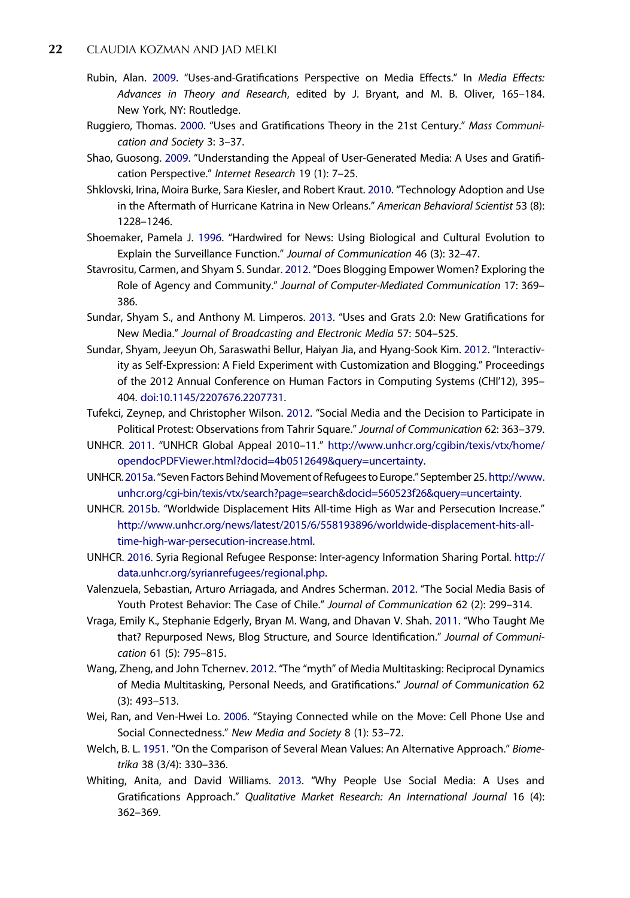Rubin, Alan. 2009. "Uses-and-Gratifications Perspective on Media Effects." In *Media Effects: Advances in Theory and Research*, edited by J. Bryant, and M. B. Oliver, 165–184. New York, NY: Routledge.

Ruggiero, Thomas. 2000. "Uses and Gratifications Theory in the 21st Century." *Mass Communication and Society* 3: 3–37.

Shao, Guosong. 2009. "Understanding the Appeal of User-Generated Media: A Uses and Gratification Perspective." *Internet Research* 19 (1): 7–25.

Shklovski, Irina, Moira Burke, Sara Kiesler, and Robert Kraut. 2010. "Technology Adoption and Use in the Aftermath of Hurricane Katrina in New Orleans." *American Behavioral Scientist* 53 (8): 1228–1246.

Shoemaker, Pamela J. 1996. "Hardwired for News: Using Biological and Cultural Evolution to Explain the Surveillance Function." *Journal of Communication* 46 (3): 32–47.

Stavrositu, Carmen, and Shyam S. Sundar. 2012. "Does Blogging Empower Women? Exploring the Role of Agency and Community." *Journal of Computer-Mediated Communication* 17: 369–386.

Sundar, Shyam S., and Anthony M. Limperos. 2013. "Uses and Grats 2.0: New Gratifications for New Media." *Journal of Broadcasting and Electronic Media* 57: 504–525.

Sundar, Shyam, Jeeyun Oh, Saraswathi Bellur, Haiyan Jia, and Hyang-Sook Kim. 2012. "Interactivity as Self-Expression: A Field Experiment with Customization and Blogging." Proceedings of the 2012 Annual Conference on Human Factors in Computing Systems (CHI'12), 395–404. doi:10.1145/2207676.2207731.

Tufekci, Zeynep, and Christopher Wilson. 2012. "Social Media and the Decision to Participate in Political Protest: Observations from Tahrir Square." *Journal of Communication* 62: 363–379.

UNHCR. 2011. "UNHCR Global Appeal 2010–11." http://www.unhcr.org/cgibin/texis/vtx/home/opendocPDFViewer.html?docid=4b0512649&query=uncertainty.

UNHCR. 2015a. "Seven Factors Behind Movement of Refugees to Europe." September 25. http://www.unhcr.org/cgi-bin/texis/vtx/search?page=search&docid=560523f26&query=uncertainty.

UNHCR. 2015b. "Worldwide Displacement Hits All-time High as War and Persecution Increase." http://www.unhcr.org/news/latest/2015/6/558193896/worldwide-displacement-hits-all-time-high-war-persecution-increase.html.

UNHCR. 2016. Syria Regional Refugee Response: Inter-agency Information Sharing Portal. http://data.unhcr.org/syrianrefugees/regional.php.

Valenzuela, Sebastian, Arturo Arriagada, and Andres Scherman. 2012. "The Social Media Basis of Youth Protest Behavior: The Case of Chile." *Journal of Communication* 62 (2): 299–314.

Vraga, Emily K., Stephanie Edgerly, Bryan M. Wang, and Dhavan V. Shah. 2011. "Who Taught Me that? Repurposed News, Blog Structure, and Source Identification." *Journal of Communication* 61 (5): 795–815.

Wang, Zheng, and John Tchernev. 2012. "The "myth" of Media Multitasking: Reciprocal Dynamics of Media Multitasking, Personal Needs, and Gratifications." *Journal of Communication* 62 (3): 493–513.

Wei, Ran, and Ven-Hwei Lo. 2006. "Staying Connected while on the Move: Cell Phone Use and Social Connectedness." *New Media and Society* 8 (1): 53–72.

Welch, B. L. 1951. "On the Comparison of Several Mean Values: An Alternative Approach." *Biometrika* 38 (3/4): 330–336.

Whiting, Anita, and David Williams. 2013. "Why People Use Social Media: A Uses and Gratifications Approach." *Qualitative Market Research: An International Journal* 16 (4): 362–369.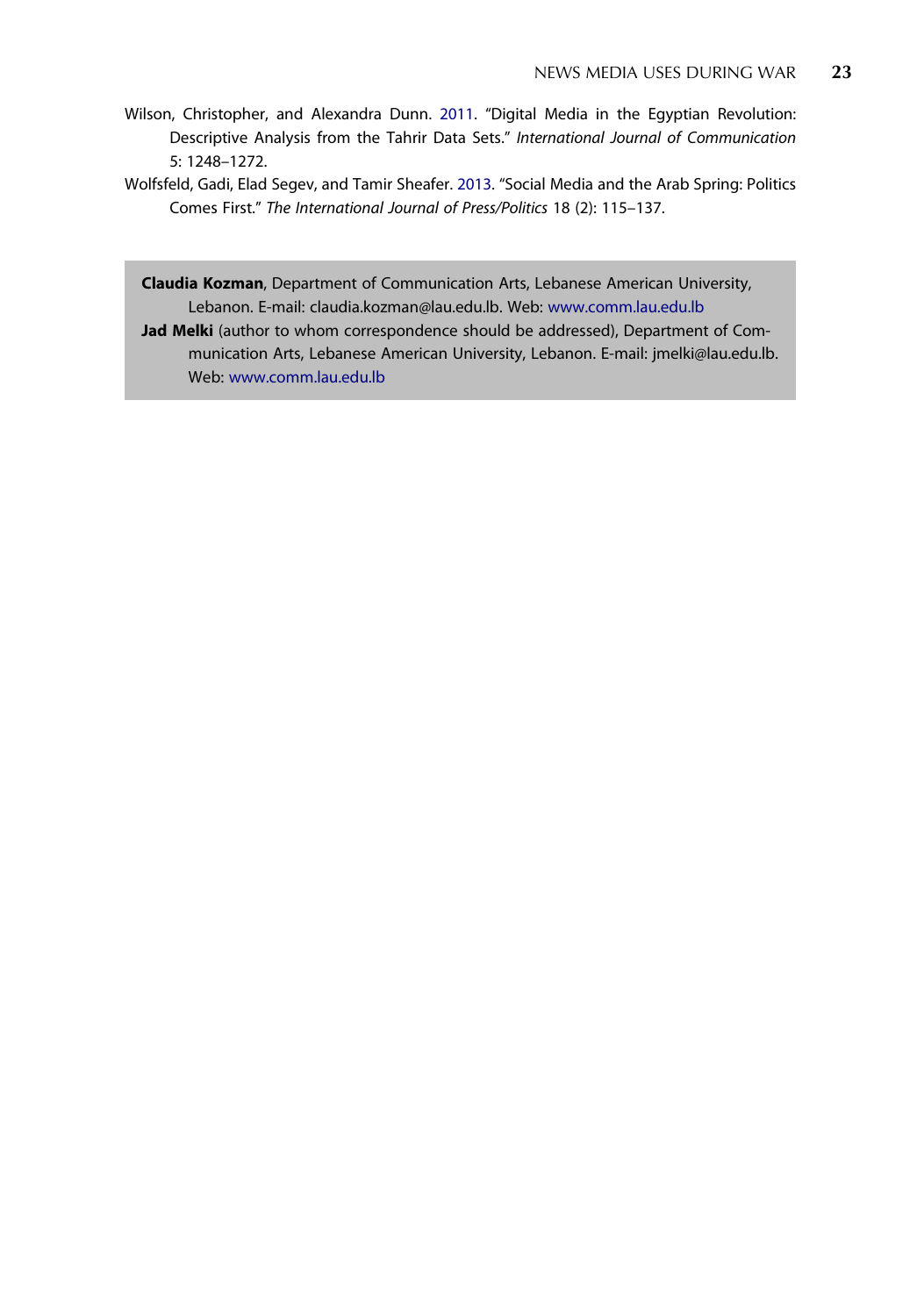Wilson, Christopher, and Alexandra Dunn. 2011. "Digital Media in the Egyptian Revolution: Descriptive Analysis from the Tahrir Data Sets." *International Journal of Communication* 5: 1248–1272.

Wolfsfeld, Gadi, Elad Segev, and Tamir Sheafer. 2013. "Social Media and the Arab Spring: Politics Comes First." *The International Journal of Press/Politics* 18 (2): 115–137.

**Claudia Kozman**, Department of Communication Arts, Lebanese American University, Lebanon. E-mail: claudia.kozman@lau.edu.lb. Web: www.comm.lau.edu.lb

**Jad Melki** (author to whom correspondence should be addressed), Department of Communication Arts, Lebanese American University, Lebanon. E-mail: jmelki@lau.edu.lb. Web: www.comm.lau.edu.lb